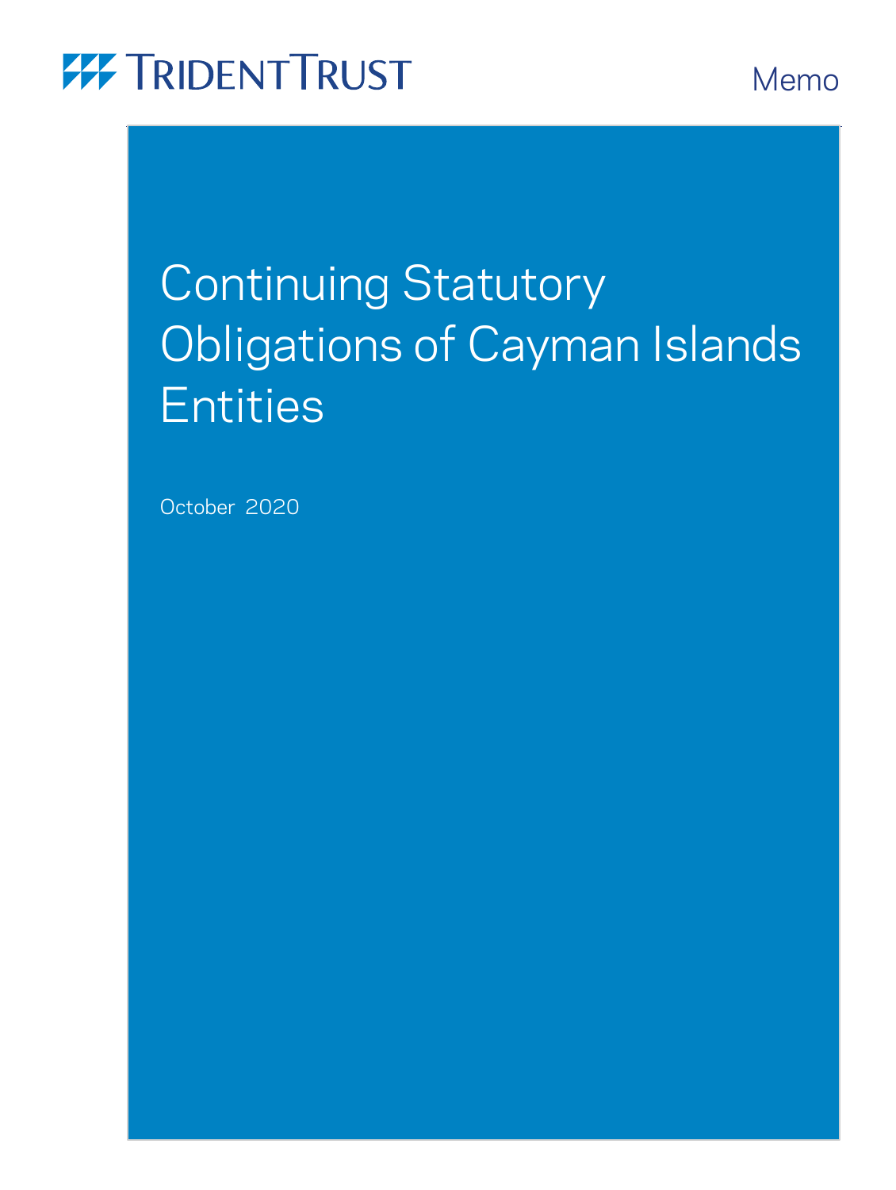TRIDENT TRUST

Memo

# Continuing Statutory Obligations of Cayman Islands Entities

October 2020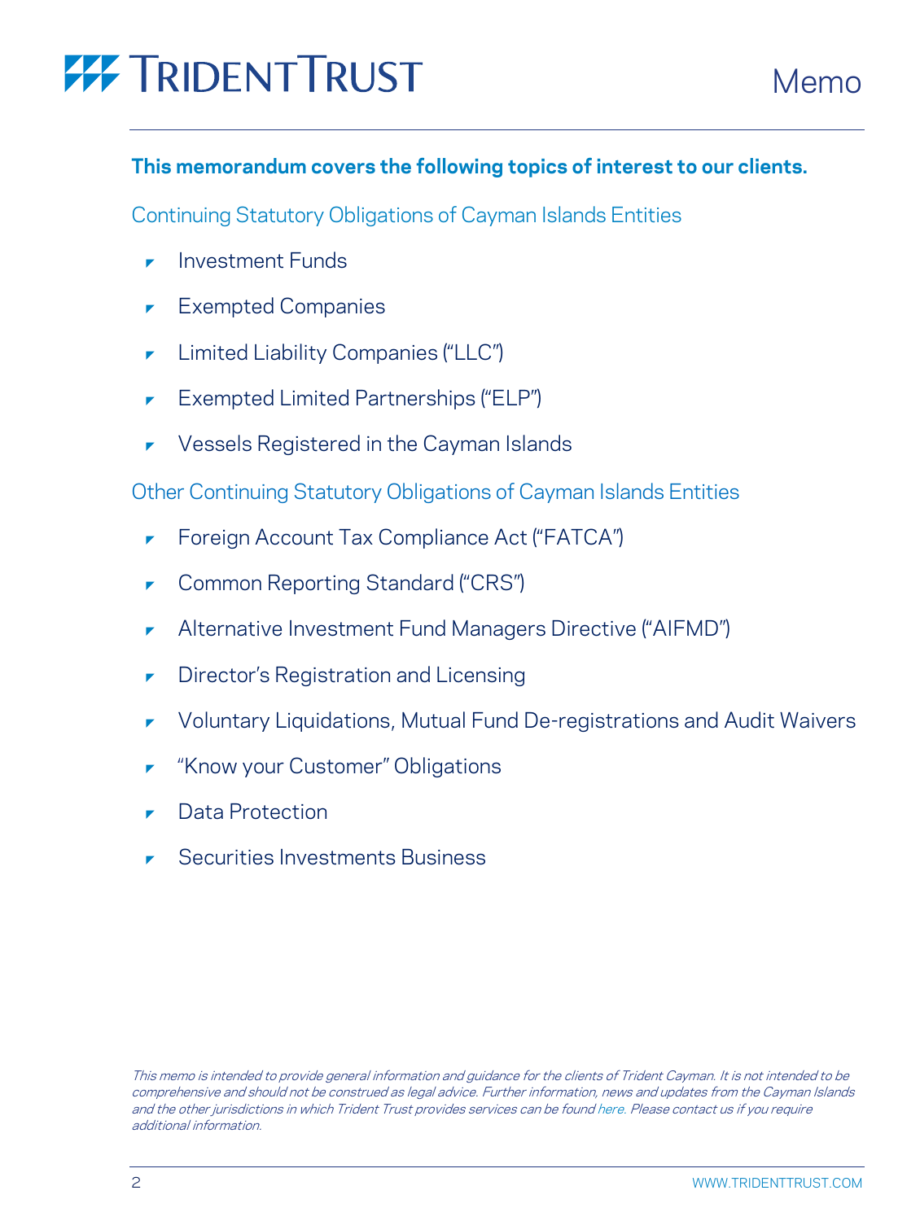**This memorandum covers the following topics of interest to our clients.**

## Continuing Statutory Obligations of Cayman Islands Entities

- Investment Funds
- Exempted Companies
- Limited Liability Companies ("LLC")
- Exempted Limited Partnerships ("ELP")
- Vessels Registered in the Cayman Islands

## Other Continuing Statutory Obligations of Cayman Islands Entities

- Foreign Account Tax Compliance Act ("FATCA")
- Common Reporting Standard ("CRS")
- Alternative Investment Fund Managers Directive ("AIFMD")
- Director's Registration and Licensing
- Voluntary Liquidations, Mutual Fund De-registrations and Audit Waivers
- "Know your Customer" Obligations
- Data Protection
- Securities Investments Business

*This memo is intended to provide general information and guidance for the clients of Trident Cayman. It is not intended to be comprehensive and should not be construed as legal advice. Further information, news and updates from the Cayman Islands and the other jurisdictions in which Trident Trust provides services can be found here. Please contact us if you require additional information.*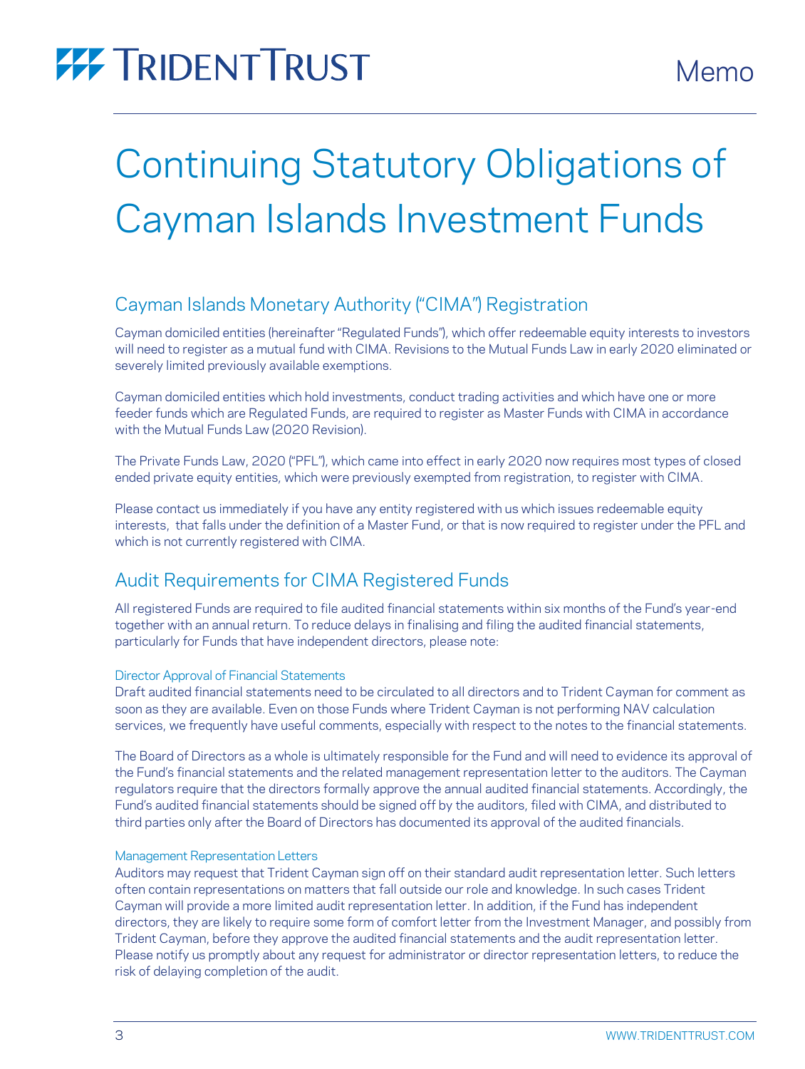# Continuing Statutory Obligations of Cayman Islands Investment Funds

## Cayman Islands Monetary Authority ("CIMA") Registration

Cayman domiciled entities (hereinafter "Regulated Funds"), which offer redeemable equity interests to investors will need to register as a mutual fund with CIMA. Revisions to the Mutual Funds Law in early 2020 eliminated or severely limited previously available exemptions.

Cayman domiciled entities which hold investments, conduct trading activities and which have one or more feeder funds which are Regulated Funds, are required to register as Master Funds with CIMA in accordance with the Mutual Funds Law (2020 Revision).

The Private Funds Law, 2020 ("PFL"), which came into effect in early 2020 now requires most types of closed ended private equity entities, which were previously exempted from registration, to register with CIMA.

Please contact us immediately if you have any entity registered with us which issues redeemable equity interests, that falls under the definition of a Master Fund, or that is now required to register under the PFL and which is not currently registered with CIMA.

## Audit Requirements for CIMA Registered Funds

All registered Funds are required to file audited financial statements within six months of the Fund's year-end together with an annual return. To reduce delays in finalising and filing the audited financial statements, particularly for Funds that have independent directors, please note:

### Director Approval of Financial Statements

Draft audited financial statements need to be circulated to all directors and to Trident Cayman for comment as soon as they are available. Even on those Funds where Trident Cayman is not performing NAV calculation services, we frequently have useful comments, especially with respect to the notes to the financial statements.

The Board of Directors as a whole is ultimately responsible for the Fund and will need to evidence its approval of the Fund's financial statements and the related management representation letter to the auditors. The Cayman regulators require that the directors formally approve the annual audited financial statements. Accordingly, the Fund's audited financial statements should be signed off by the auditors, filed with CIMA, and distributed to third parties only after the Board of Directors has documented its approval of the audited financials.

### Management Representation Letters

Auditors may request that Trident Cayman sign off on their standard audit representation letter. Such letters often contain representations on matters that fall outside our role and knowledge. In such cases Trident Cayman will provide a more limited audit representation letter. In addition, if the Fund has independent directors, they are likely to require some form of comfort letter from the Investment Manager, and possibly from Trident Cayman, before they approve the audited financial statements and the audit representation letter. Please notify us promptly about any request for administrator or director representation letters, to reduce the risk of delaying completion of the audit.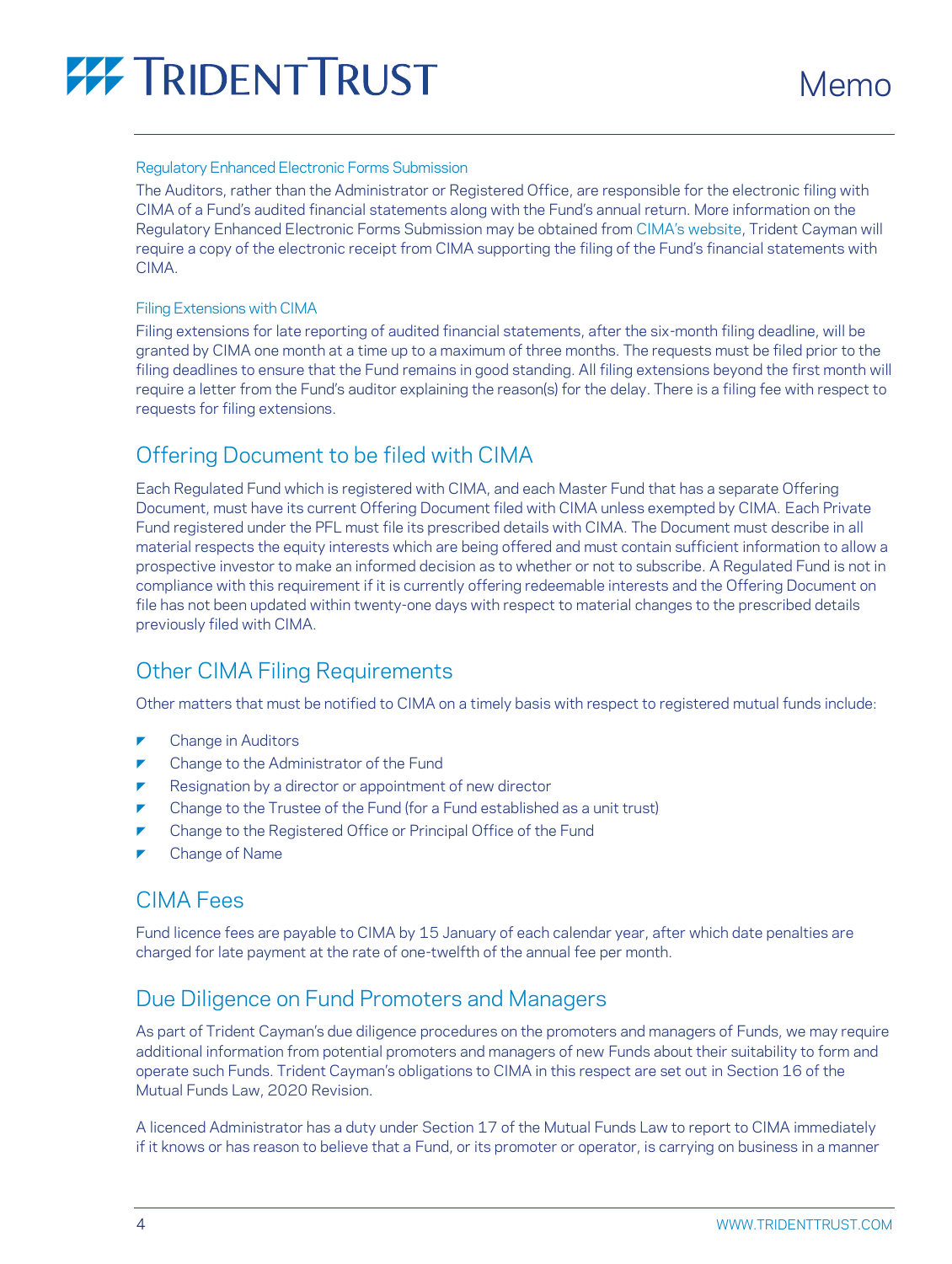### Regulatory Enhanced Electronic Forms Submission

The Auditors, rather than the Administrator or Registered Office, are responsible for the electronic filing with CIMA of a Fund's audited financial statements along with the Fund's annual return. More information on the Regulatory Enhanced Electronic Forms Submission may be obtained from CIMA's website, Trident Cayman will require a copy of the electronic receipt from CIMA supporting the filing of the Fund's financial statements with CIMA.

### Filing Extensions with CIMA

Filing extensions for late reporting of audited financial statements, after the six-month filing deadline, will be granted by CIMA one month at a time up to a maximum of three months. The requests must be filed prior to the filing deadlines to ensure that the Fund remains in good standing. All filing extensions beyond the first month will require a letter from the Fund's auditor explaining the reason(s) for the delay. There is a filing fee with respect to requests for filing extensions.

## Offering Document to be filed with CIMA

Each Regulated Fund which is registered with CIMA, and each Master Fund that has a separate Offering Document, must have its current Offering Document filed with CIMA unless exempted by CIMA. Each Private Fund registered under the PFL must file its prescribed details with CIMA. The Document must describe in all material respects the equity interests which are being offered and must contain sufficient information to allow a prospective investor to make an informed decision as to whether or not to subscribe. A Regulated Fund is not in compliance with this requirement if it is currently offering redeemable interests and the Offering Document on file has not been updated within twenty-one days with respect to material changes to the prescribed details previously filed with CIMA.

## Other CIMA Filing Requirements

Other matters that must be notified to CIMA on a timely basis with respect to registered mutual funds include:

- Change in Auditors
- Change to the Administrator of the Fund
- Resignation by a director or appointment of new director
- Change to the Trustee of the Fund (for a Fund established as a unit trust)
- Change to the Registered Office or Principal Office of the Fund
- Change of Name

## CIMA Fees

Fund licence fees are payable to CIMA by 15 January of each calendar year, after which date penalties are charged for late payment at the rate of one-twelfth of the annual fee per month.

## Due Diligence on Fund Promoters and Managers

As part of Trident Cayman's due diligence procedures on the promoters and managers of Funds, we may require additional information from potential promoters and managers of new Funds about their suitability to form and operate such Funds. Trident Cayman's obligations to CIMA in this respect are set out in Section 16 of the Mutual Funds Law, 2020 Revision.

A licenced Administrator has a duty under Section 17 of the Mutual Funds Law to report to CIMA immediately if it knows or has reason to believe that a Fund, or its promoter or operator, is carrying on business in a manner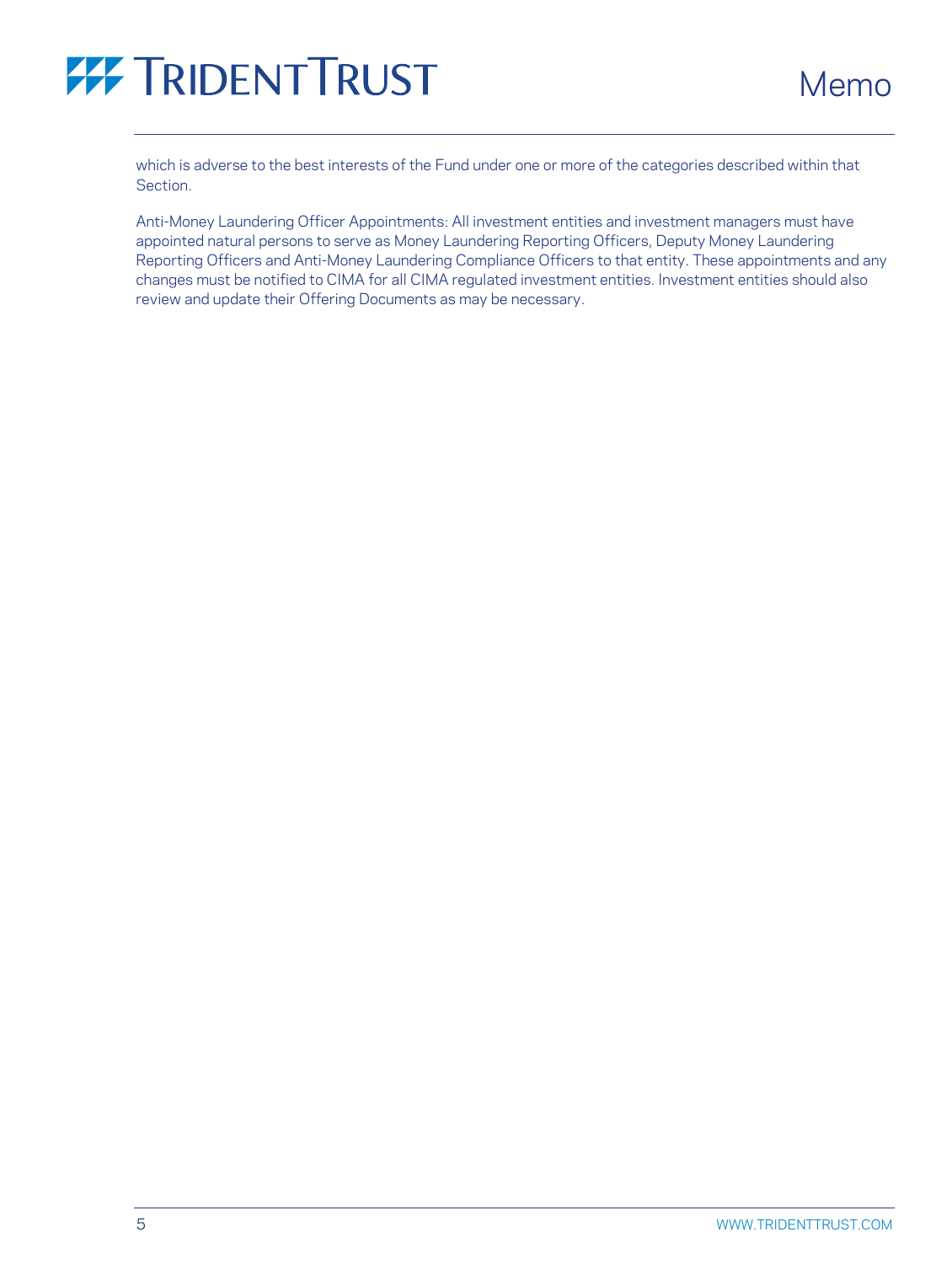which is adverse to the best interests of the Fund under one or more of the categories described within that Section.

Anti-Money Laundering Officer Appointments: All investment entities and investment managers must have appointed natural persons to serve as Money Laundering Reporting Officers, Deputy Money Laundering Reporting Officers and Anti-Money Laundering Compliance Officers to that entity. These appointments and any changes must be notified to CIMA for all CIMA regulated investment entities. Investment entities should also review and update their Offering Documents as may be necessary.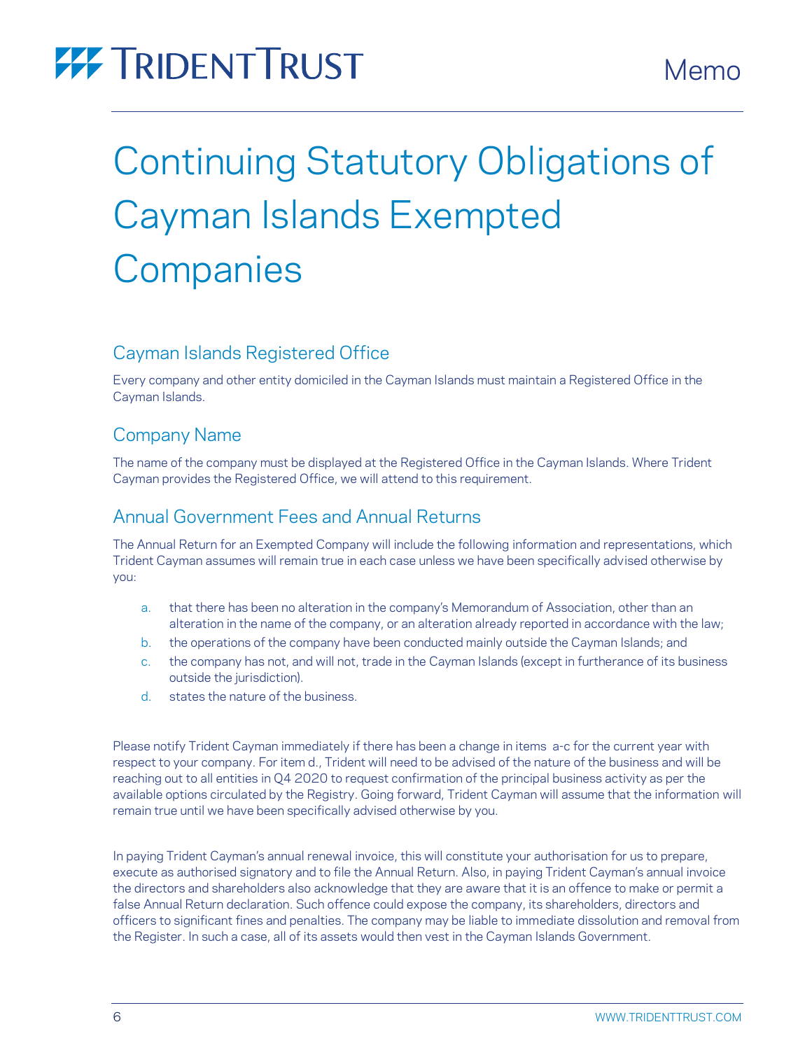# Continuing Statutory Obligations of Cayman Islands Exempted Companies

## Cayman Islands Registered Office

Every company and other entity domiciled in the Cayman Islands must maintain a Registered Office in the Cayman Islands.

## Company Name

The name of the company must be displayed at the Registered Office in the Cayman Islands. Where Trident Cayman provides the Registered Office, we will attend to this requirement.

## Annual Government Fees and Annual Returns

The Annual Return for an Exempted Company will include the following information and representations, which Trident Cayman assumes will remain true in each case unless we have been specifically advised otherwise by you:

a. that there has been no alteration in the company's Memorandum of Association, other than an alteration in the name of the company, or an alteration already reported in accordance with the law;
b. the operations of the company have been conducted mainly outside the Cayman Islands; and
c. the company has not, and will not, trade in the Cayman Islands (except in furtherance of its business outside the jurisdiction).
d. states the nature of the business.

Please notify Trident Cayman immediately if there has been a change in items a-c for the current year with respect to your company. For item d., Trident will need to be advised of the nature of the business and will be reaching out to all entities in Q4 2020 to request confirmation of the principal business activity as per the available options circulated by the Registry. Going forward, Trident Cayman will assume that the information will remain true until we have been specifically advised otherwise by you.

In paying Trident Cayman's annual renewal invoice, this will constitute your authorisation for us to prepare, execute as authorised signatory and to file the Annual Return. Also, in paying Trident Cayman's annual invoice the directors and shareholders also acknowledge that they are aware that it is an offence to make or permit a false Annual Return declaration. Such offence could expose the company, its shareholders, directors and officers to significant fines and penalties. The company may be liable to immediate dissolution and removal from the Register. In such a case, all of its assets would then vest in the Cayman Islands Government.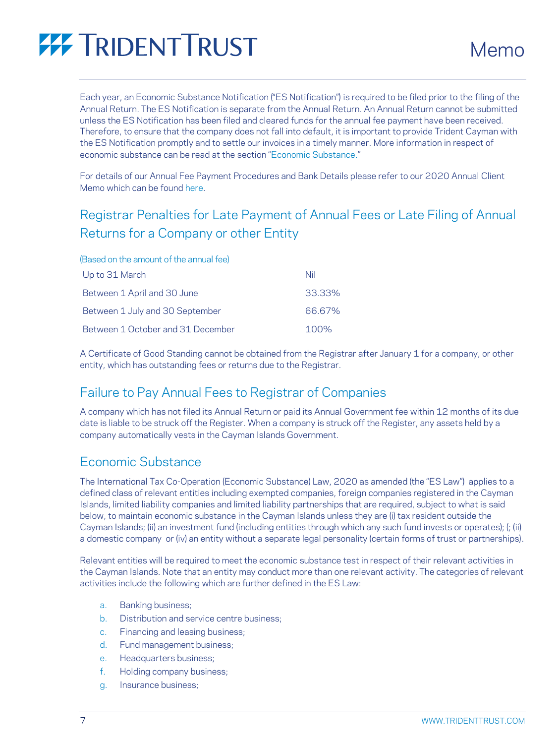Each year, an Economic Substance Notification ("ES Notification") is required to be filed prior to the filing of the Annual Return. The ES Notification is separate from the Annual Return. An Annual Return cannot be submitted unless the ES Notification has been filed and cleared funds for the annual fee payment have been received. Therefore, to ensure that the company does not fall into default, it is important to provide Trident Cayman with the ES Notification promptly and to settle our invoices in a timely manner. More information in respect of economic substance can be read at the section "Economic Substance."

For details of our Annual Fee Payment Procedures and Bank Details please refer to our 2020 Annual Client Memo which can be found here.

## Registrar Penalties for Late Payment of Annual Fees or Late Filing of Annual Returns for a Company or other Entity

(Based on the amount of the annual fee)

| | |
|---|---|
| Up to 31 March | Nil |
| Between 1 April and 30 June | 33.33% |
| Between 1 July and 30 September | 66.67% |
| Between 1 October and 31 December | 100% |

A Certificate of Good Standing cannot be obtained from the Registrar after January 1 for a company, or other entity, which has outstanding fees or returns due to the Registrar.

## Failure to Pay Annual Fees to Registrar of Companies

A company which has not filed its Annual Return or paid its Annual Government fee within 12 months of its due date is liable to be struck off the Register. When a company is struck off the Register, any assets held by a company automatically vests in the Cayman Islands Government.

## Economic Substance

The International Tax Co-Operation (Economic Substance) Law, 2020 as amended (the "ES Law") applies to a defined class of relevant entities including exempted companies, foreign companies registered in the Cayman Islands, limited liability companies and limited liability partnerships that are required, subject to what is said below, to maintain economic substance in the Cayman Islands unless they are (i) tax resident outside the Cayman Islands; (ii) an investment fund (including entities through which any such fund invests or operates); (; (ii) a domestic company or (iv) an entity without a separate legal personality (certain forms of trust or partnerships).

Relevant entities will be required to meet the economic substance test in respect of their relevant activities in the Cayman Islands. Note that an entity may conduct more than one relevant activity. The categories of relevant activities include the following which are further defined in the ES Law:

a. Banking business;
b. Distribution and service centre business;
c. Financing and leasing business;
d. Fund management business;
e. Headquarters business;
f. Holding company business;
g. Insurance business;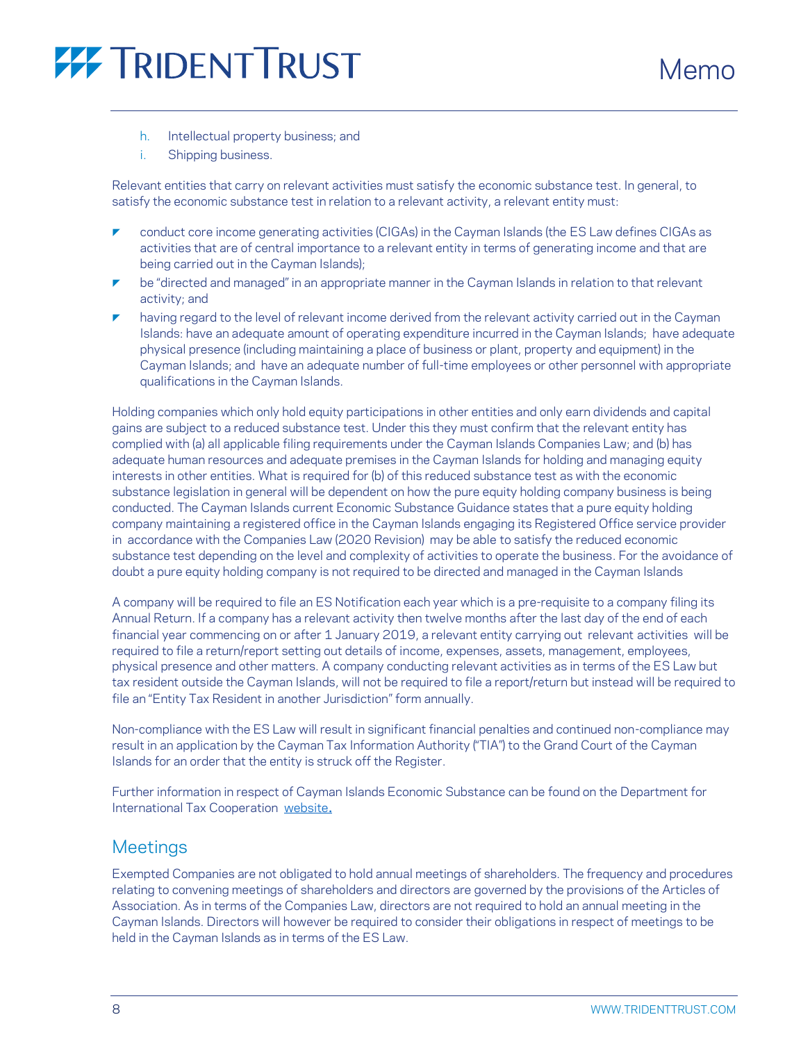h. Intellectual property business; and
i. Shipping business.

Relevant entities that carry on relevant activities must satisfy the economic substance test. In general, to satisfy the economic substance test in relation to a relevant activity, a relevant entity must:

- conduct core income generating activities (CIGAs) in the Cayman Islands (the ES Law defines CIGAs as activities that are of central importance to a relevant entity in terms of generating income and that are being carried out in the Cayman Islands);
- be "directed and managed" in an appropriate manner in the Cayman Islands in relation to that relevant activity; and
- having regard to the level of relevant income derived from the relevant activity carried out in the Cayman Islands: have an adequate amount of operating expenditure incurred in the Cayman Islands; have adequate physical presence (including maintaining a place of business or plant, property and equipment) in the Cayman Islands; and have an adequate number of full-time employees or other personnel with appropriate qualifications in the Cayman Islands.

Holding companies which only hold equity participations in other entities and only earn dividends and capital gains are subject to a reduced substance test. Under this they must confirm that the relevant entity has complied with (a) all applicable filing requirements under the Cayman Islands Companies Law; and (b) has adequate human resources and adequate premises in the Cayman Islands for holding and managing equity interests in other entities. What is required for (b) of this reduced substance test as with the economic substance legislation in general will be dependent on how the pure equity holding company business is being conducted. The Cayman Islands current Economic Substance Guidance states that a pure equity holding company maintaining a registered office in the Cayman Islands engaging its Registered Office service provider in accordance with the Companies Law (2020 Revision) may be able to satisfy the reduced economic substance test depending on the level and complexity of activities to operate the business. For the avoidance of doubt a pure equity holding company is not required to be directed and managed in the Cayman Islands

A company will be required to file an ES Notification each year which is a pre-requisite to a company filing its Annual Return. If a company has a relevant activity then twelve months after the last day of the end of each financial year commencing on or after 1 January 2019, a relevant entity carrying out relevant activities will be required to file a return/report setting out details of income, expenses, assets, management, employees, physical presence and other matters. A company conducting relevant activities as in terms of the ES Law but tax resident outside the Cayman Islands, will not be required to file a report/return but instead will be required to file an "Entity Tax Resident in another Jurisdiction" form annually.

Non-compliance with the ES Law will result in significant financial penalties and continued non-compliance may result in an application by the Cayman Tax Information Authority ("TIA") to the Grand Court of the Cayman Islands for an order that the entity is struck off the Register.

Further information in respect of Cayman Islands Economic Substance can be found on the Department for International Tax Cooperation website.

## Meetings

Exempted Companies are not obligated to hold annual meetings of shareholders. The frequency and procedures relating to convening meetings of shareholders and directors are governed by the provisions of the Articles of Association. As in terms of the Companies Law, directors are not required to hold an annual meeting in the Cayman Islands. Directors will however be required to consider their obligations in respect of meetings to be held in the Cayman Islands as in terms of the ES Law.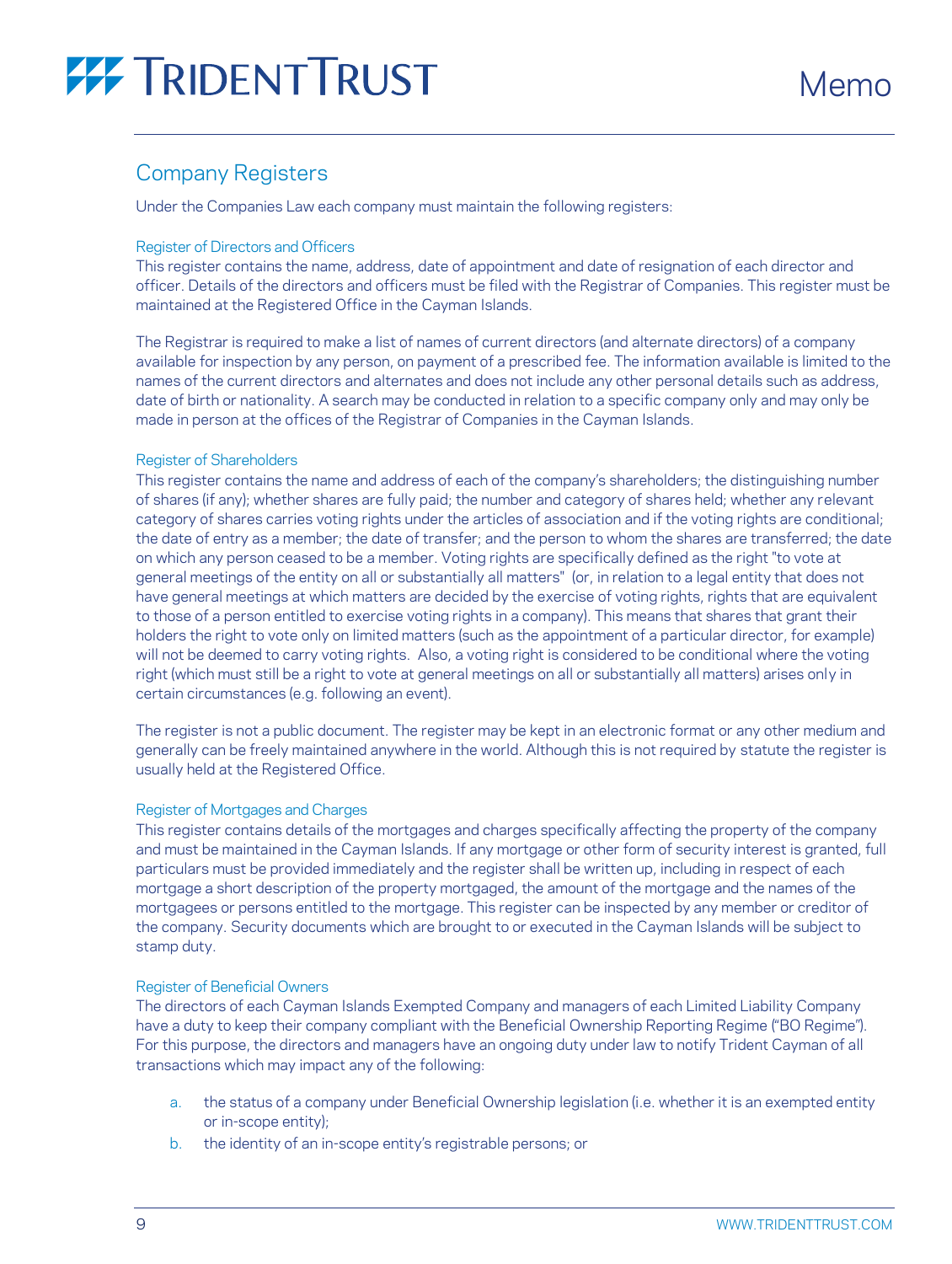## Company Registers

Under the Companies Law each company must maintain the following registers:

### Register of Directors and Officers

This register contains the name, address, date of appointment and date of resignation of each director and officer. Details of the directors and officers must be filed with the Registrar of Companies. This register must be maintained at the Registered Office in the Cayman Islands.

The Registrar is required to make a list of names of current directors (and alternate directors) of a company available for inspection by any person, on payment of a prescribed fee. The information available is limited to the names of the current directors and alternates and does not include any other personal details such as address, date of birth or nationality. A search may be conducted in relation to a specific company only and may only be made in person at the offices of the Registrar of Companies in the Cayman Islands.

### Register of Shareholders

This register contains the name and address of each of the company's shareholders; the distinguishing number of shares (if any); whether shares are fully paid; the number and category of shares held; whether any relevant category of shares carries voting rights under the articles of association and if the voting rights are conditional; the date of entry as a member; the date of transfer; and the person to whom the shares are transferred; the date on which any person ceased to be a member. Voting rights are specifically defined as the right "to vote at general meetings of the entity on all or substantially all matters" (or, in relation to a legal entity that does not have general meetings at which matters are decided by the exercise of voting rights, rights that are equivalent to those of a person entitled to exercise voting rights in a company). This means that shares that grant their holders the right to vote only on limited matters (such as the appointment of a particular director, for example) will not be deemed to carry voting rights. Also, a voting right is considered to be conditional where the voting right (which must still be a right to vote at general meetings on all or substantially all matters) arises only in certain circumstances (e.g. following an event).

The register is not a public document. The register may be kept in an electronic format or any other medium and generally can be freely maintained anywhere in the world. Although this is not required by statute the register is usually held at the Registered Office.

### Register of Mortgages and Charges

This register contains details of the mortgages and charges specifically affecting the property of the company and must be maintained in the Cayman Islands. If any mortgage or other form of security interest is granted, full particulars must be provided immediately and the register shall be written up, including in respect of each mortgage a short description of the property mortgaged, the amount of the mortgage and the names of the mortgagees or persons entitled to the mortgage. This register can be inspected by any member or creditor of the company. Security documents which are brought to or executed in the Cayman Islands will be subject to stamp duty.

### Register of Beneficial Owners

The directors of each Cayman Islands Exempted Company and managers of each Limited Liability Company have a duty to keep their company compliant with the Beneficial Ownership Reporting Regime ("BO Regime"). For this purpose, the directors and managers have an ongoing duty under law to notify Trident Cayman of all transactions which may impact any of the following:

a. the status of a company under Beneficial Ownership legislation (i.e. whether it is an exempted entity or in-scope entity);
b. the identity of an in-scope entity's registrable persons; or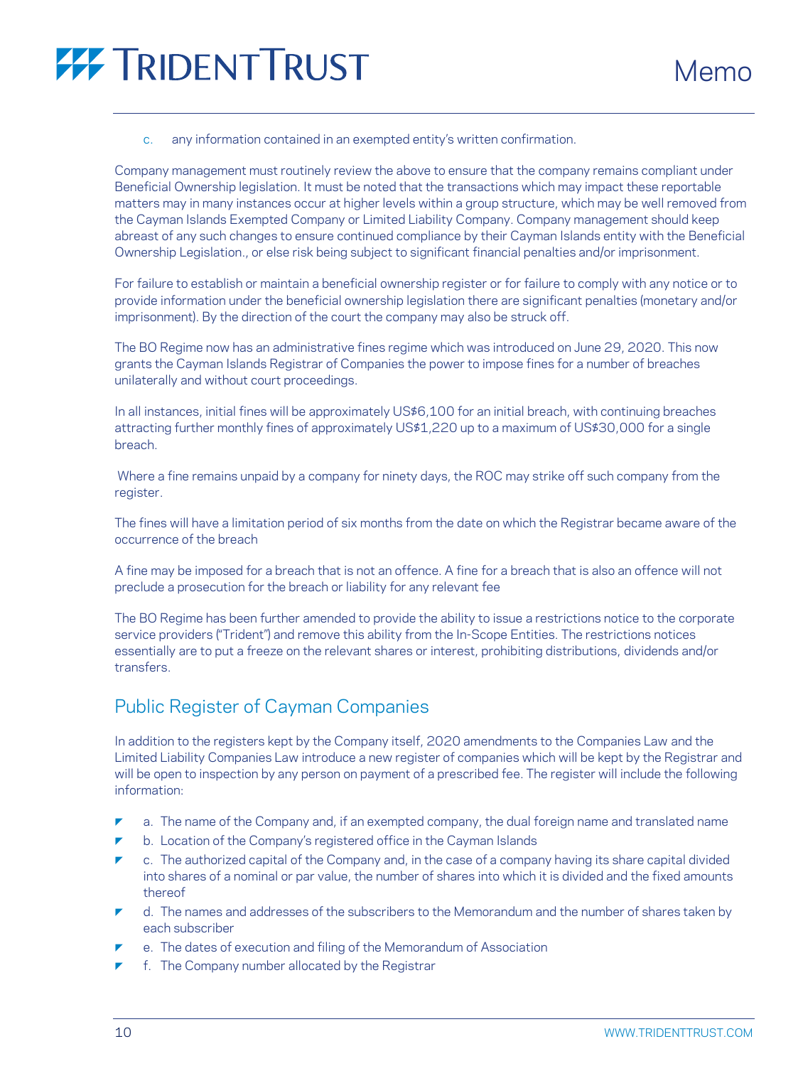c. any information contained in an exempted entity's written confirmation.

Company management must routinely review the above to ensure that the company remains compliant under Beneficial Ownership legislation. It must be noted that the transactions which may impact these reportable matters may in many instances occur at higher levels within a group structure, which may be well removed from the Cayman Islands Exempted Company or Limited Liability Company. Company management should keep abreast of any such changes to ensure continued compliance by their Cayman Islands entity with the Beneficial Ownership Legislation., or else risk being subject to significant financial penalties and/or imprisonment.

For failure to establish or maintain a beneficial ownership register or for failure to comply with any notice or to provide information under the beneficial ownership legislation there are significant penalties (monetary and/or imprisonment). By the direction of the court the company may also be struck off.

The BO Regime now has an administrative fines regime which was introduced on June 29, 2020. This now grants the Cayman Islands Registrar of Companies the power to impose fines for a number of breaches unilaterally and without court proceedings.

In all instances, initial fines will be approximately US$6,100 for an initial breach, with continuing breaches attracting further monthly fines of approximately US$1,220 up to a maximum of US$30,000 for a single breach.

Where a fine remains unpaid by a company for ninety days, the ROC may strike off such company from the register.

The fines will have a limitation period of six months from the date on which the Registrar became aware of the occurrence of the breach

A fine may be imposed for a breach that is not an offence. A fine for a breach that is also an offence will not preclude a prosecution for the breach or liability for any relevant fee

The BO Regime has been further amended to provide the ability to issue a restrictions notice to the corporate service providers ("Trident") and remove this ability from the In-Scope Entities. The restrictions notices essentially are to put a freeze on the relevant shares or interest, prohibiting distributions, dividends and/or transfers.

## Public Register of Cayman Companies

In addition to the registers kept by the Company itself, 2020 amendments to the Companies Law and the Limited Liability Companies Law introduce a new register of companies which will be kept by the Registrar and will be open to inspection by any person on payment of a prescribed fee. The register will include the following information:

- a. The name of the Company and, if an exempted company, the dual foreign name and translated name
- b. Location of the Company's registered office in the Cayman Islands
- c. The authorized capital of the Company and, in the case of a company having its share capital divided into shares of a nominal or par value, the number of shares into which it is divided and the fixed amounts thereof
- d. The names and addresses of the subscribers to the Memorandum and the number of shares taken by each subscriber
- e. The dates of execution and filing of the Memorandum of Association
- f. The Company number allocated by the Registrar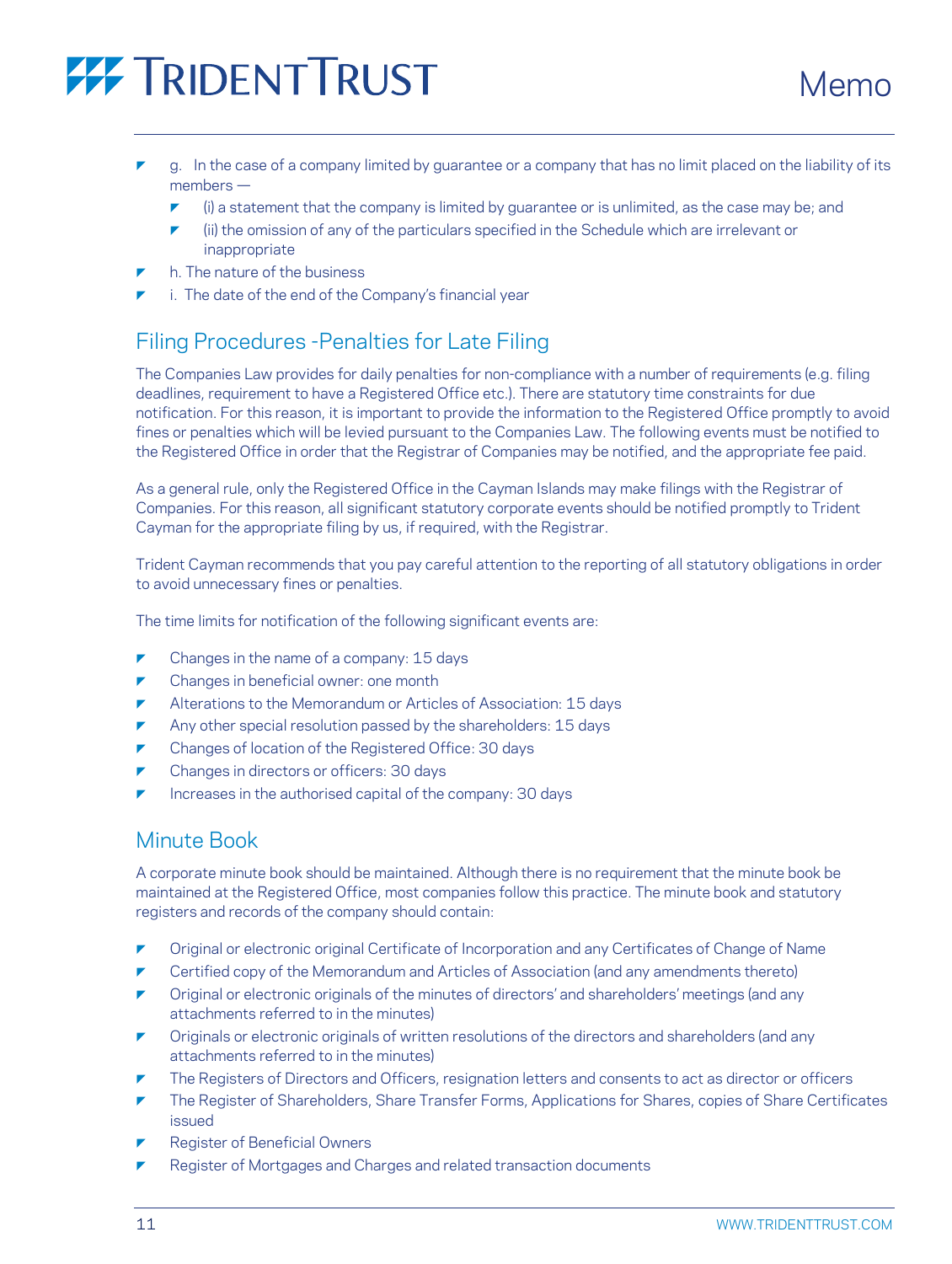- g. In the case of a company limited by guarantee or a company that has no limit placed on the liability of its members —
  - (i) a statement that the company is limited by guarantee or is unlimited, as the case may be; and
  - (ii) the omission of any of the particulars specified in the Schedule which are irrelevant or inappropriate
- h. The nature of the business
- i. The date of the end of the Company's financial year

## Filing Procedures -Penalties for Late Filing

The Companies Law provides for daily penalties for non-compliance with a number of requirements (e.g. filing deadlines, requirement to have a Registered Office etc.). There are statutory time constraints for due notification. For this reason, it is important to provide the information to the Registered Office promptly to avoid fines or penalties which will be levied pursuant to the Companies Law. The following events must be notified to the Registered Office in order that the Registrar of Companies may be notified, and the appropriate fee paid.

As a general rule, only the Registered Office in the Cayman Islands may make filings with the Registrar of Companies. For this reason, all significant statutory corporate events should be notified promptly to Trident Cayman for the appropriate filing by us, if required, with the Registrar.

Trident Cayman recommends that you pay careful attention to the reporting of all statutory obligations in order to avoid unnecessary fines or penalties.

The time limits for notification of the following significant events are:

- Changes in the name of a company: 15 days
- Changes in beneficial owner: one month
- Alterations to the Memorandum or Articles of Association: 15 days
- Any other special resolution passed by the shareholders: 15 days
- Changes of location of the Registered Office: 30 days
- Changes in directors or officers: 30 days
- Increases in the authorised capital of the company: 30 days

## Minute Book

A corporate minute book should be maintained. Although there is no requirement that the minute book be maintained at the Registered Office, most companies follow this practice. The minute book and statutory registers and records of the company should contain:

- Original or electronic original Certificate of Incorporation and any Certificates of Change of Name
- Certified copy of the Memorandum and Articles of Association (and any amendments thereto)
- Original or electronic originals of the minutes of directors' and shareholders' meetings (and any attachments referred to in the minutes)
- Originals or electronic originals of written resolutions of the directors and shareholders (and any attachments referred to in the minutes)
- The Registers of Directors and Officers, resignation letters and consents to act as director or officers
- The Register of Shareholders, Share Transfer Forms, Applications for Shares, copies of Share Certificates issued
- Register of Beneficial Owners
- Register of Mortgages and Charges and related transaction documents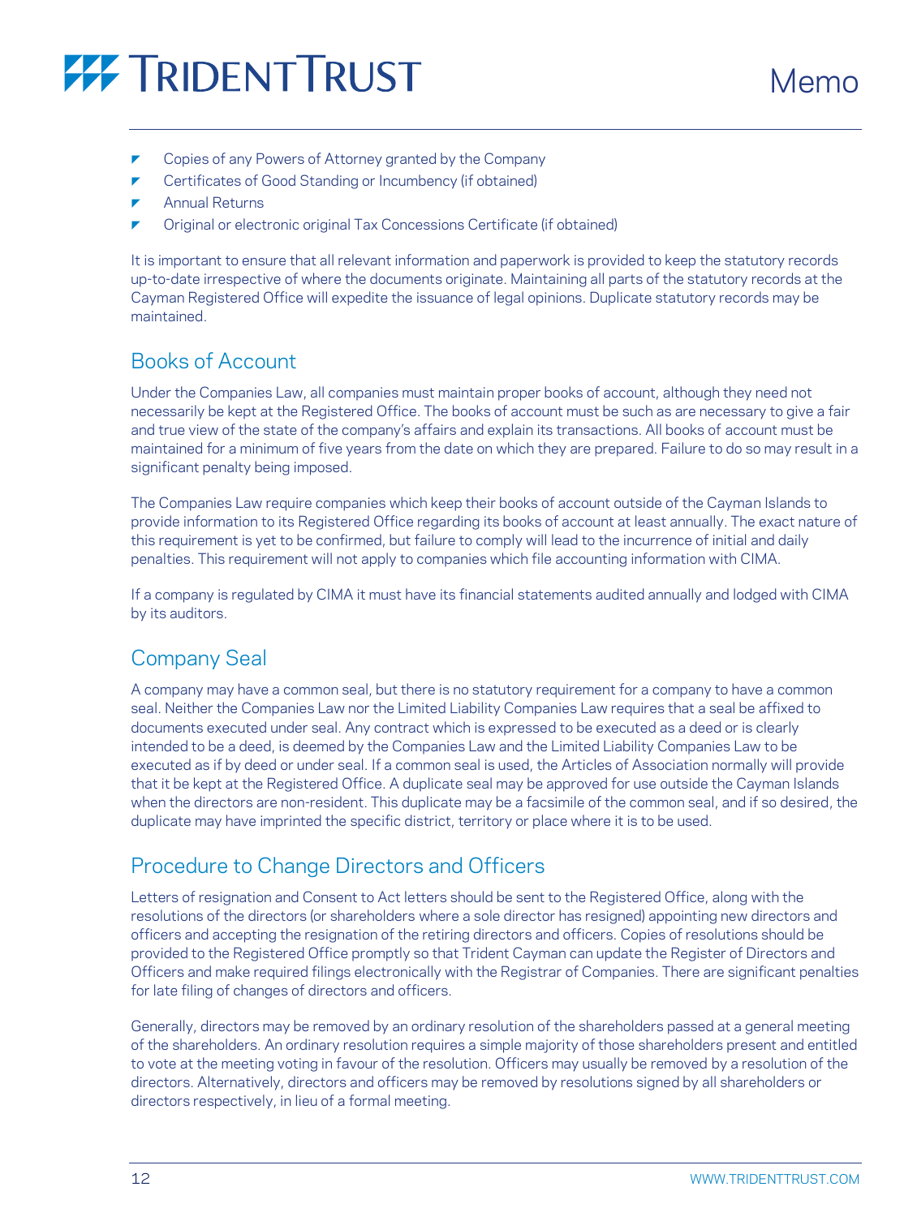- Copies of any Powers of Attorney granted by the Company
- Certificates of Good Standing or Incumbency (if obtained)
- Annual Returns
- Original or electronic original Tax Concessions Certificate (if obtained)

It is important to ensure that all relevant information and paperwork is provided to keep the statutory records up-to-date irrespective of where the documents originate. Maintaining all parts of the statutory records at the Cayman Registered Office will expedite the issuance of legal opinions. Duplicate statutory records may be maintained.

## Books of Account

Under the Companies Law, all companies must maintain proper books of account, although they need not necessarily be kept at the Registered Office. The books of account must be such as are necessary to give a fair and true view of the state of the company's affairs and explain its transactions. All books of account must be maintained for a minimum of five years from the date on which they are prepared. Failure to do so may result in a significant penalty being imposed.

The Companies Law require companies which keep their books of account outside of the Cayman Islands to provide information to its Registered Office regarding its books of account at least annually. The exact nature of this requirement is yet to be confirmed, but failure to comply will lead to the incurrence of initial and daily penalties. This requirement will not apply to companies which file accounting information with CIMA.

If a company is regulated by CIMA it must have its financial statements audited annually and lodged with CIMA by its auditors.

## Company Seal

A company may have a common seal, but there is no statutory requirement for a company to have a common seal. Neither the Companies Law nor the Limited Liability Companies Law requires that a seal be affixed to documents executed under seal. Any contract which is expressed to be executed as a deed or is clearly intended to be a deed, is deemed by the Companies Law and the Limited Liability Companies Law to be executed as if by deed or under seal. If a common seal is used, the Articles of Association normally will provide that it be kept at the Registered Office. A duplicate seal may be approved for use outside the Cayman Islands when the directors are non-resident. This duplicate may be a facsimile of the common seal, and if so desired, the duplicate may have imprinted the specific district, territory or place where it is to be used.

## Procedure to Change Directors and Officers

Letters of resignation and Consent to Act letters should be sent to the Registered Office, along with the resolutions of the directors (or shareholders where a sole director has resigned) appointing new directors and officers and accepting the resignation of the retiring directors and officers. Copies of resolutions should be provided to the Registered Office promptly so that Trident Cayman can update the Register of Directors and Officers and make required filings electronically with the Registrar of Companies. There are significant penalties for late filing of changes of directors and officers.

Generally, directors may be removed by an ordinary resolution of the shareholders passed at a general meeting of the shareholders. An ordinary resolution requires a simple majority of those shareholders present and entitled to vote at the meeting voting in favour of the resolution. Officers may usually be removed by a resolution of the directors. Alternatively, directors and officers may be removed by resolutions signed by all shareholders or directors respectively, in lieu of a formal meeting.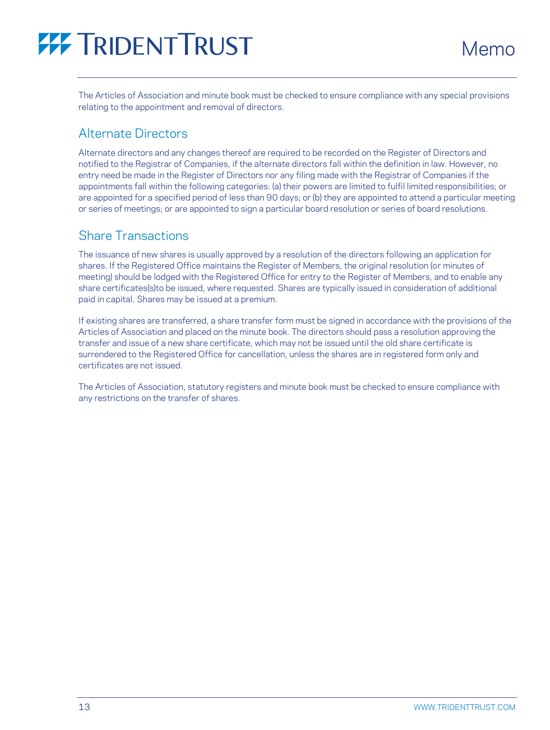The Articles of Association and minute book must be checked to ensure compliance with any special provisions relating to the appointment and removal of directors.

## Alternate Directors

Alternate directors and any changes thereof are required to be recorded on the Register of Directors and notified to the Registrar of Companies, if the alternate directors fall within the definition in law. However, no entry need be made in the Register of Directors nor any filing made with the Registrar of Companies if the appointments fall within the following categories: (a) their powers are limited to fulfil limited responsibilities; or are appointed for a specified period of less than 90 days; or (b) they are appointed to attend a particular meeting or series of meetings; or are appointed to sign a particular board resolution or series of board resolutions.

## Share Transactions

The issuance of new shares is usually approved by a resolution of the directors following an application for shares. If the Registered Office maintains the Register of Members, the original resolution (or minutes of meeting) should be lodged with the Registered Office for entry to the Register of Members, and to enable any share certificates(s)to be issued, where requested. Shares are typically issued in consideration of additional paid in capital. Shares may be issued at a premium.

If existing shares are transferred, a share transfer form must be signed in accordance with the provisions of the Articles of Association and placed on the minute book. The directors should pass a resolution approving the transfer and issue of a new share certificate, which may not be issued until the old share certificate is surrendered to the Registered Office for cancellation, unless the shares are in registered form only and certificates are not issued.

The Articles of Association, statutory registers and minute book must be checked to ensure compliance with any restrictions on the transfer of shares.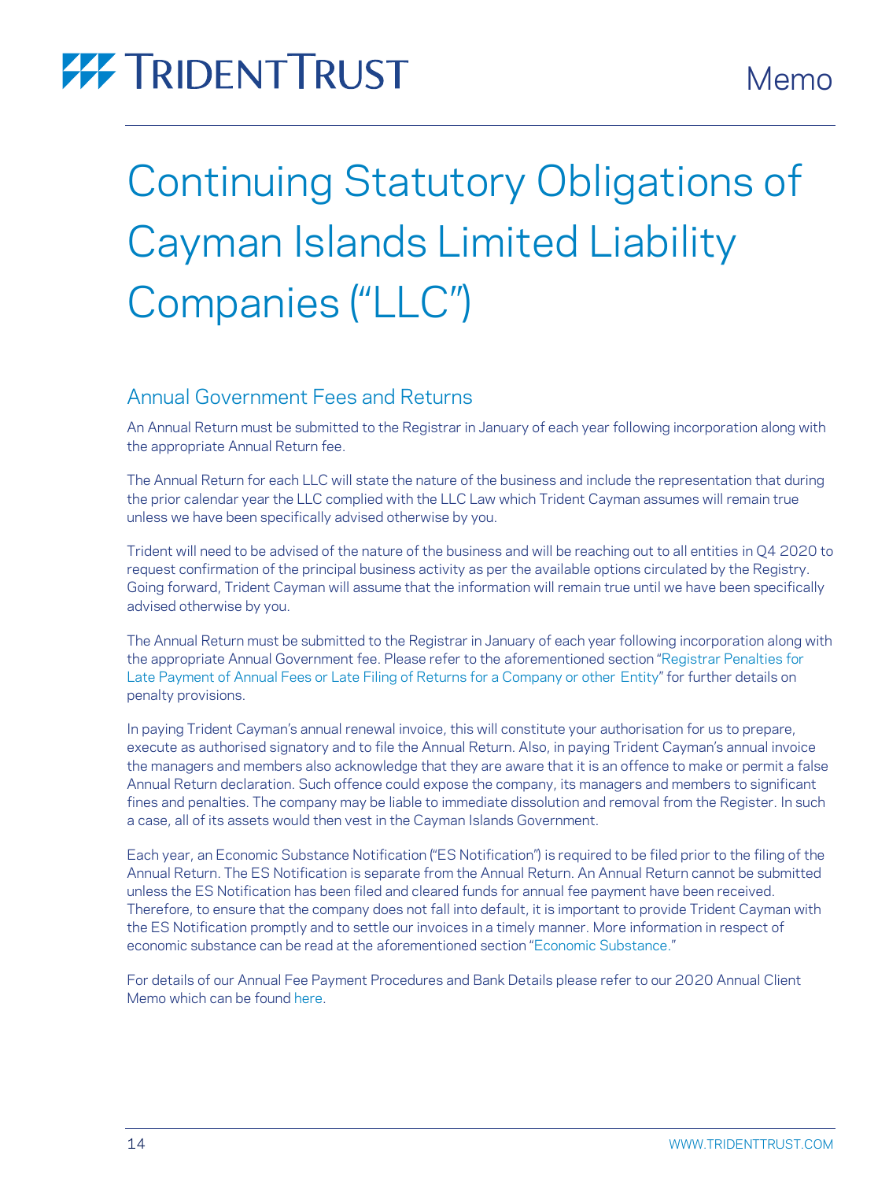# Continuing Statutory Obligations of Cayman Islands Limited Liability Companies ("LLC")

## Annual Government Fees and Returns

An Annual Return must be submitted to the Registrar in January of each year following incorporation along with the appropriate Annual Return fee.

The Annual Return for each LLC will state the nature of the business and include the representation that during the prior calendar year the LLC complied with the LLC Law which Trident Cayman assumes will remain true unless we have been specifically advised otherwise by you.

Trident will need to be advised of the nature of the business and will be reaching out to all entities in Q4 2020 to request confirmation of the principal business activity as per the available options circulated by the Registry. Going forward, Trident Cayman will assume that the information will remain true until we have been specifically advised otherwise by you.

The Annual Return must be submitted to the Registrar in January of each year following incorporation along with the appropriate Annual Government fee. Please refer to the aforementioned section "Registrar Penalties for Late Payment of Annual Fees or Late Filing of Returns for a Company or other Entity" for further details on penalty provisions.

In paying Trident Cayman's annual renewal invoice, this will constitute your authorisation for us to prepare, execute as authorised signatory and to file the Annual Return. Also, in paying Trident Cayman's annual invoice the managers and members also acknowledge that they are aware that it is an offence to make or permit a false Annual Return declaration. Such offence could expose the company, its managers and members to significant fines and penalties. The company may be liable to immediate dissolution and removal from the Register. In such a case, all of its assets would then vest in the Cayman Islands Government.

Each year, an Economic Substance Notification ("ES Notification") is required to be filed prior to the filing of the Annual Return. The ES Notification is separate from the Annual Return. An Annual Return cannot be submitted unless the ES Notification has been filed and cleared funds for annual fee payment have been received. Therefore, to ensure that the company does not fall into default, it is important to provide Trident Cayman with the ES Notification promptly and to settle our invoices in a timely manner. More information in respect of economic substance can be read at the aforementioned section "Economic Substance."

For details of our Annual Fee Payment Procedures and Bank Details please refer to our 2020 Annual Client Memo which can be found here.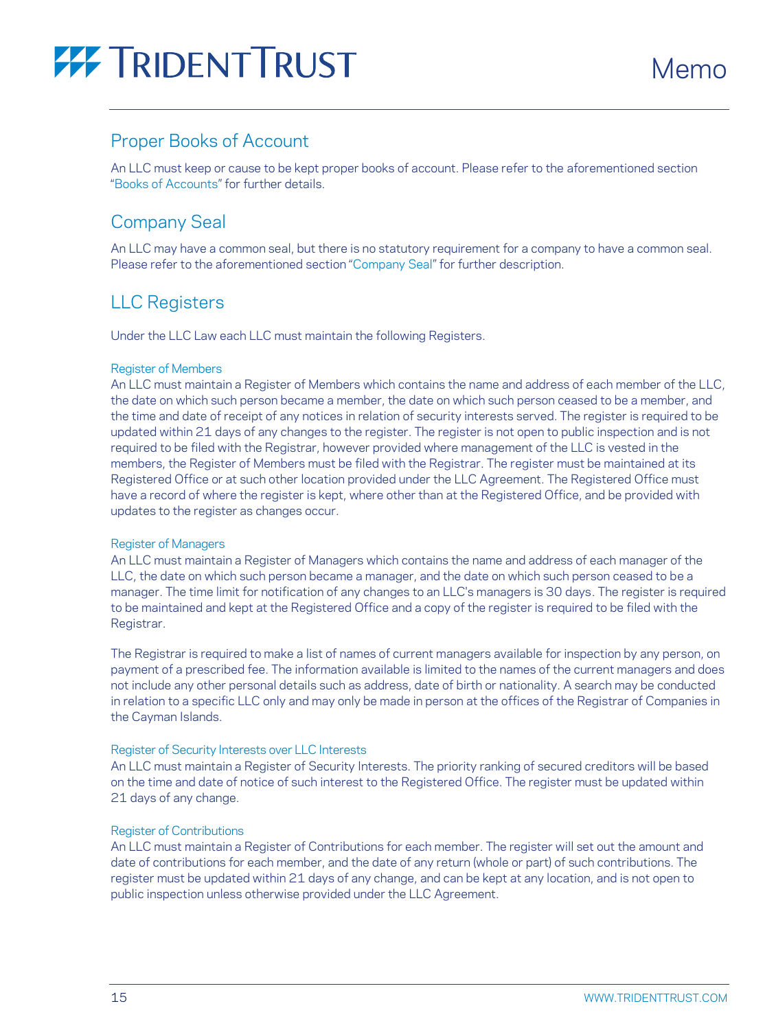## Proper Books of Account

An LLC must keep or cause to be kept proper books of account. Please refer to the aforementioned section "Books of Accounts" for further details.

## Company Seal

An LLC may have a common seal, but there is no statutory requirement for a company to have a common seal. Please refer to the aforementioned section "Company Seal" for further description.

## LLC Registers

Under the LLC Law each LLC must maintain the following Registers.

### Register of Members

An LLC must maintain a Register of Members which contains the name and address of each member of the LLC, the date on which such person became a member, the date on which such person ceased to be a member, and the time and date of receipt of any notices in relation of security interests served. The register is required to be updated within 21 days of any changes to the register. The register is not open to public inspection and is not required to be filed with the Registrar, however provided where management of the LLC is vested in the members, the Register of Members must be filed with the Registrar. The register must be maintained at its Registered Office or at such other location provided under the LLC Agreement. The Registered Office must have a record of where the register is kept, where other than at the Registered Office, and be provided with updates to the register as changes occur.

### Register of Managers

An LLC must maintain a Register of Managers which contains the name and address of each manager of the LLC, the date on which such person became a manager, and the date on which such person ceased to be a manager. The time limit for notification of any changes to an LLC's managers is 30 days. The register is required to be maintained and kept at the Registered Office and a copy of the register is required to be filed with the Registrar.

The Registrar is required to make a list of names of current managers available for inspection by any person, on payment of a prescribed fee. The information available is limited to the names of the current managers and does not include any other personal details such as address, date of birth or nationality. A search may be conducted in relation to a specific LLC only and may only be made in person at the offices of the Registrar of Companies in the Cayman Islands.

### Register of Security Interests over LLC Interests

An LLC must maintain a Register of Security Interests. The priority ranking of secured creditors will be based on the time and date of notice of such interest to the Registered Office. The register must be updated within 21 days of any change.

### Register of Contributions

An LLC must maintain a Register of Contributions for each member. The register will set out the amount and date of contributions for each member, and the date of any return (whole or part) of such contributions. The register must be updated within 21 days of any change, and can be kept at any location, and is not open to public inspection unless otherwise provided under the LLC Agreement.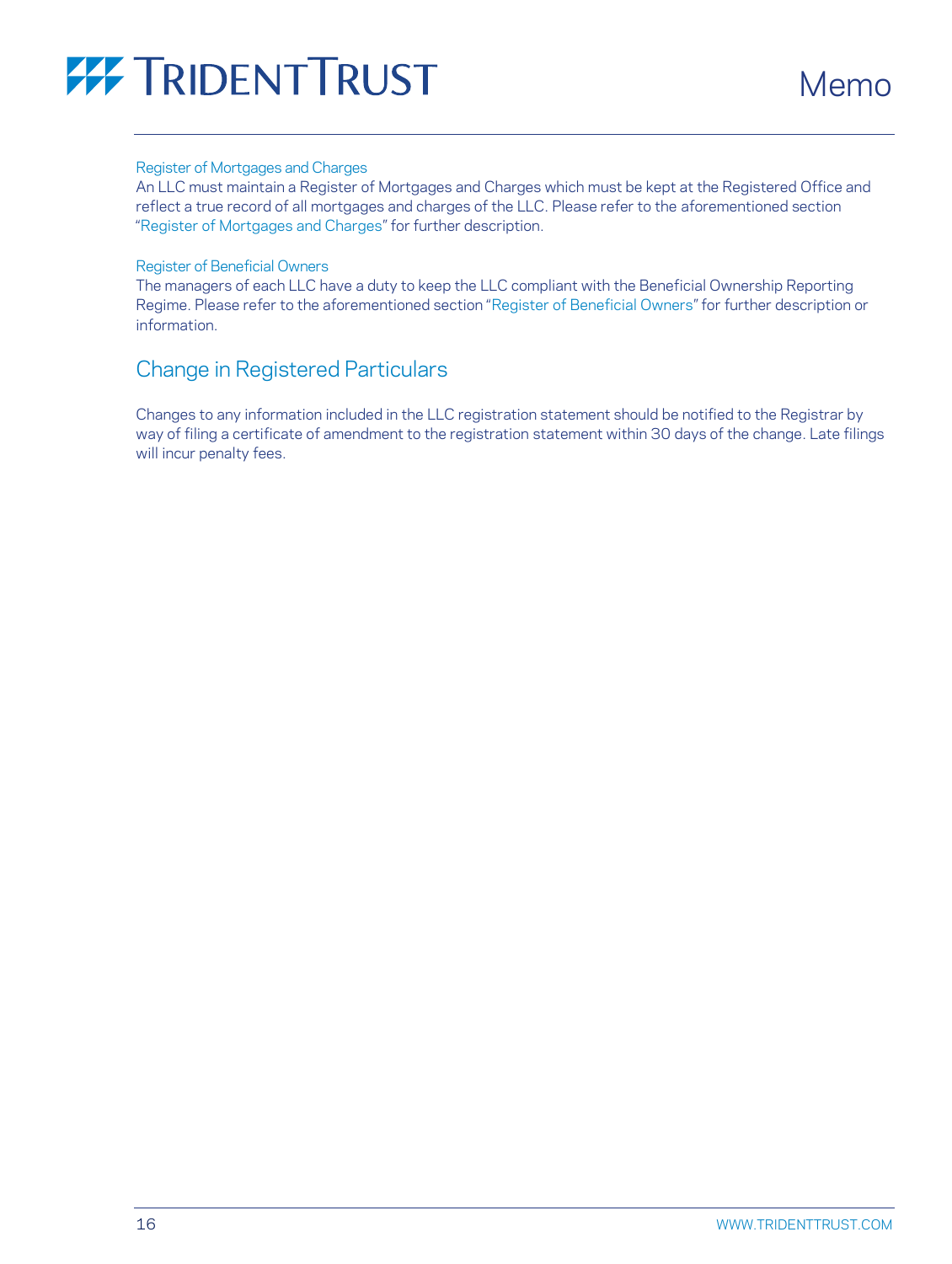### Register of Mortgages and Charges

An LLC must maintain a Register of Mortgages and Charges which must be kept at the Registered Office and reflect a true record of all mortgages and charges of the LLC. Please refer to the aforementioned section "Register of Mortgages and Charges" for further description.

### Register of Beneficial Owners

The managers of each LLC have a duty to keep the LLC compliant with the Beneficial Ownership Reporting Regime. Please refer to the aforementioned section "Register of Beneficial Owners" for further description or information.

## Change in Registered Particulars

Changes to any information included in the LLC registration statement should be notified to the Registrar by way of filing a certificate of amendment to the registration statement within 30 days of the change. Late filings will incur penalty fees.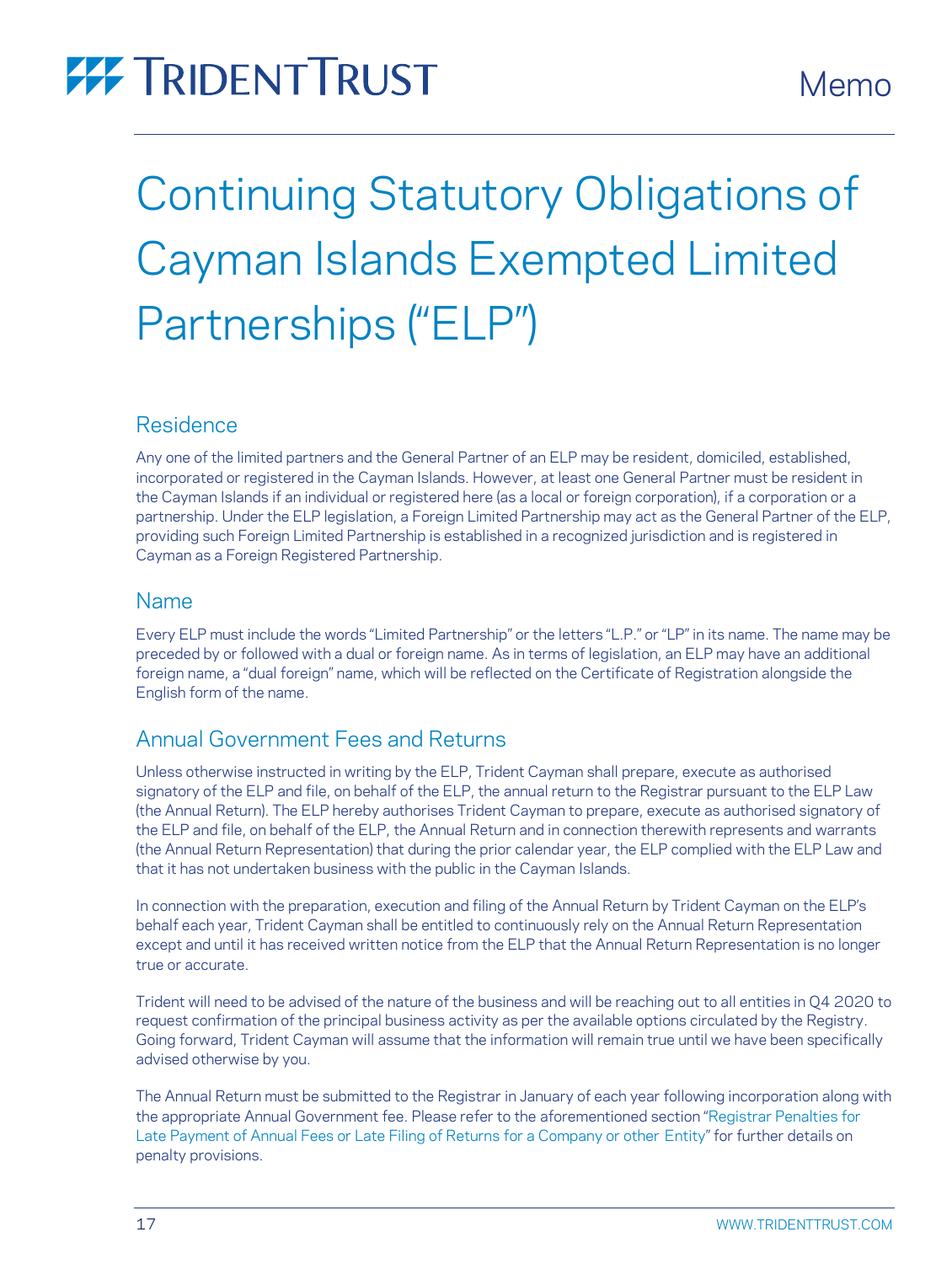# Continuing Statutory Obligations of Cayman Islands Exempted Limited Partnerships ("ELP")

## Residence

Any one of the limited partners and the General Partner of an ELP may be resident, domiciled, established, incorporated or registered in the Cayman Islands. However, at least one General Partner must be resident in the Cayman Islands if an individual or registered here (as a local or foreign corporation), if a corporation or a partnership. Under the ELP legislation, a Foreign Limited Partnership may act as the General Partner of the ELP, providing such Foreign Limited Partnership is established in a recognized jurisdiction and is registered in Cayman as a Foreign Registered Partnership.

## Name

Every ELP must include the words "Limited Partnership" or the letters "L.P." or "LP" in its name. The name may be preceded by or followed with a dual or foreign name. As in terms of legislation, an ELP may have an additional foreign name, a "dual foreign" name, which will be reflected on the Certificate of Registration alongside the English form of the name.

## Annual Government Fees and Returns

Unless otherwise instructed in writing by the ELP, Trident Cayman shall prepare, execute as authorised signatory of the ELP and file, on behalf of the ELP, the annual return to the Registrar pursuant to the ELP Law (the Annual Return). The ELP hereby authorises Trident Cayman to prepare, execute as authorised signatory of the ELP and file, on behalf of the ELP, the Annual Return and in connection therewith represents and warrants (the Annual Return Representation) that during the prior calendar year, the ELP complied with the ELP Law and that it has not undertaken business with the public in the Cayman Islands.

In connection with the preparation, execution and filing of the Annual Return by Trident Cayman on the ELP's behalf each year, Trident Cayman shall be entitled to continuously rely on the Annual Return Representation except and until it has received written notice from the ELP that the Annual Return Representation is no longer true or accurate.

Trident will need to be advised of the nature of the business and will be reaching out to all entities in Q4 2020 to request confirmation of the principal business activity as per the available options circulated by the Registry. Going forward, Trident Cayman will assume that the information will remain true until we have been specifically advised otherwise by you.

The Annual Return must be submitted to the Registrar in January of each year following incorporation along with the appropriate Annual Government fee. Please refer to the aforementioned section "Registrar Penalties for Late Payment of Annual Fees or Late Filing of Returns for a Company or other Entity" for further details on penalty provisions.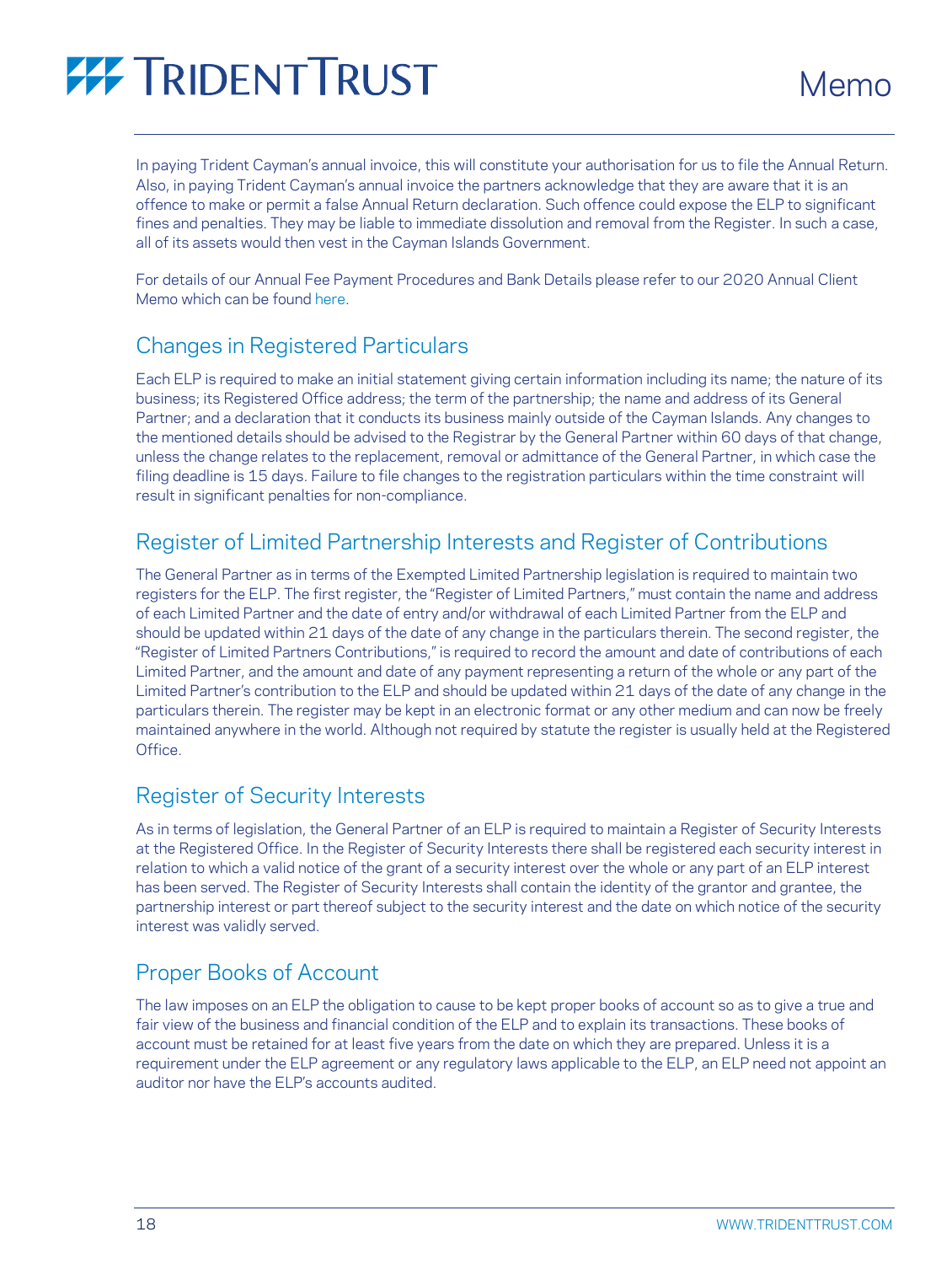In paying Trident Cayman's annual invoice, this will constitute your authorisation for us to file the Annual Return. Also, in paying Trident Cayman's annual invoice the partners acknowledge that they are aware that it is an offence to make or permit a false Annual Return declaration. Such offence could expose the ELP to significant fines and penalties. They may be liable to immediate dissolution and removal from the Register. In such a case, all of its assets would then vest in the Cayman Islands Government.

For details of our Annual Fee Payment Procedures and Bank Details please refer to our 2020 Annual Client Memo which can be found here.

## Changes in Registered Particulars

Each ELP is required to make an initial statement giving certain information including its name; the nature of its business; its Registered Office address; the term of the partnership; the name and address of its General Partner; and a declaration that it conducts its business mainly outside of the Cayman Islands. Any changes to the mentioned details should be advised to the Registrar by the General Partner within 60 days of that change, unless the change relates to the replacement, removal or admittance of the General Partner, in which case the filing deadline is 15 days. Failure to file changes to the registration particulars within the time constraint will result in significant penalties for non-compliance.

## Register of Limited Partnership Interests and Register of Contributions

The General Partner as in terms of the Exempted Limited Partnership legislation is required to maintain two registers for the ELP. The first register, the "Register of Limited Partners," must contain the name and address of each Limited Partner and the date of entry and/or withdrawal of each Limited Partner from the ELP and should be updated within 21 days of the date of any change in the particulars therein. The second register, the "Register of Limited Partners Contributions," is required to record the amount and date of contributions of each Limited Partner, and the amount and date of any payment representing a return of the whole or any part of the Limited Partner's contribution to the ELP and should be updated within 21 days of the date of any change in the particulars therein. The register may be kept in an electronic format or any other medium and can now be freely maintained anywhere in the world. Although not required by statute the register is usually held at the Registered Office.

## Register of Security Interests

As in terms of legislation, the General Partner of an ELP is required to maintain a Register of Security Interests at the Registered Office. In the Register of Security Interests there shall be registered each security interest in relation to which a valid notice of the grant of a security interest over the whole or any part of an ELP interest has been served. The Register of Security Interests shall contain the identity of the grantor and grantee, the partnership interest or part thereof subject to the security interest and the date on which notice of the security interest was validly served.

## Proper Books of Account

The law imposes on an ELP the obligation to cause to be kept proper books of account so as to give a true and fair view of the business and financial condition of the ELP and to explain its transactions. These books of account must be retained for at least five years from the date on which they are prepared. Unless it is a requirement under the ELP agreement or any regulatory laws applicable to the ELP, an ELP need not appoint an auditor nor have the ELP's accounts audited.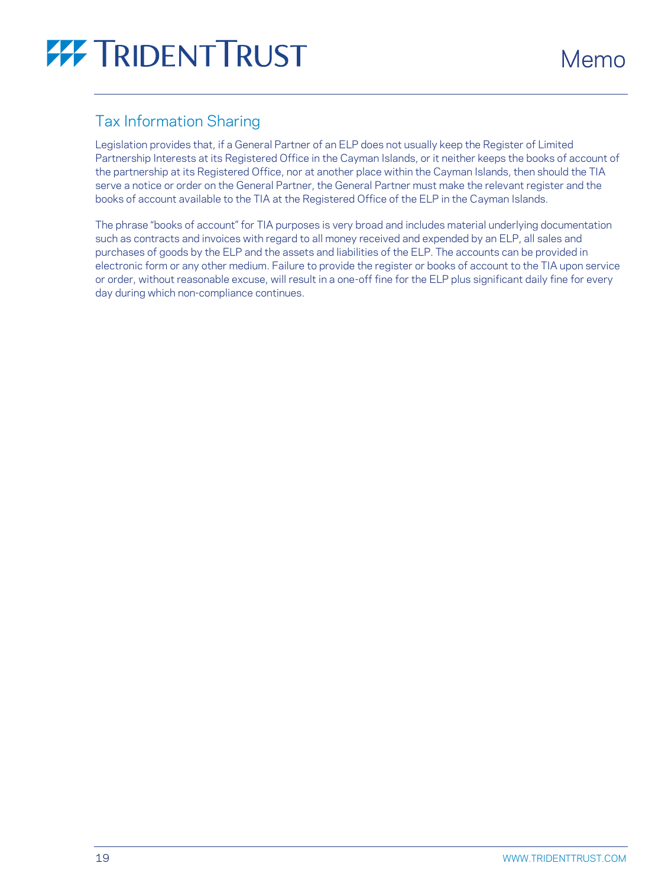## Tax Information Sharing

Legislation provides that, if a General Partner of an ELP does not usually keep the Register of Limited Partnership Interests at its Registered Office in the Cayman Islands, or it neither keeps the books of account of the partnership at its Registered Office, nor at another place within the Cayman Islands, then should the TIA serve a notice or order on the General Partner, the General Partner must make the relevant register and the books of account available to the TIA at the Registered Office of the ELP in the Cayman Islands.

The phrase "books of account" for TIA purposes is very broad and includes material underlying documentation such as contracts and invoices with regard to all money received and expended by an ELP, all sales and purchases of goods by the ELP and the assets and liabilities of the ELP. The accounts can be provided in electronic form or any other medium. Failure to provide the register or books of account to the TIA upon service or order, without reasonable excuse, will result in a one-off fine for the ELP plus significant daily fine for every day during which non-compliance continues.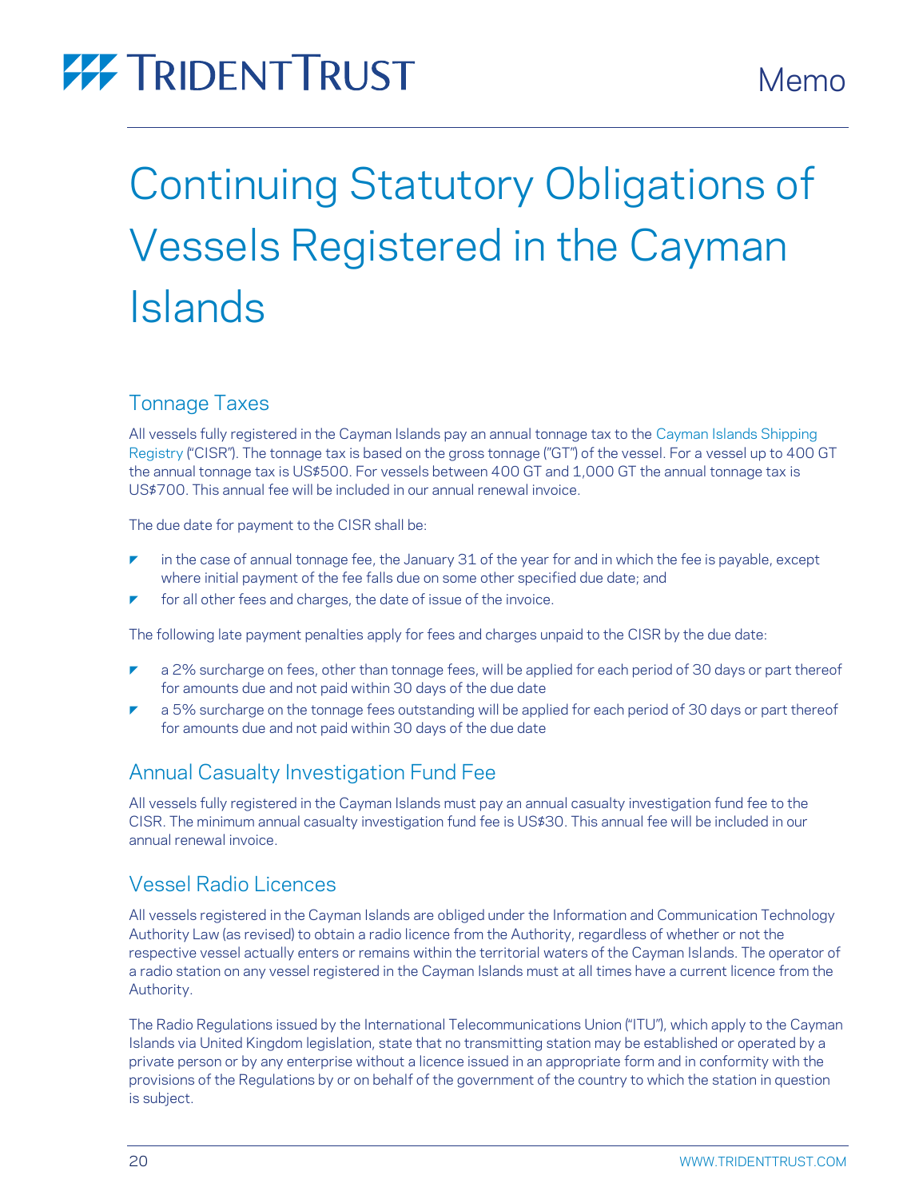# Continuing Statutory Obligations of Vessels Registered in the Cayman Islands

## Tonnage Taxes

All vessels fully registered in the Cayman Islands pay an annual tonnage tax to the Cayman Islands Shipping Registry ("CISR"). The tonnage tax is based on the gross tonnage ("GT") of the vessel. For a vessel up to 400 GT the annual tonnage tax is US$500. For vessels between 400 GT and 1,000 GT the annual tonnage tax is US$700. This annual fee will be included in our annual renewal invoice.

The due date for payment to the CISR shall be:

- in the case of annual tonnage fee, the January 31 of the year for and in which the fee is payable, except where initial payment of the fee falls due on some other specified due date; and
- for all other fees and charges, the date of issue of the invoice.

The following late payment penalties apply for fees and charges unpaid to the CISR by the due date:

- a 2% surcharge on fees, other than tonnage fees, will be applied for each period of 30 days or part thereof for amounts due and not paid within 30 days of the due date
- a 5% surcharge on the tonnage fees outstanding will be applied for each period of 30 days or part thereof for amounts due and not paid within 30 days of the due date

## Annual Casualty Investigation Fund Fee

All vessels fully registered in the Cayman Islands must pay an annual casualty investigation fund fee to the CISR. The minimum annual casualty investigation fund fee is US$30. This annual fee will be included in our annual renewal invoice.

## Vessel Radio Licences

All vessels registered in the Cayman Islands are obliged under the Information and Communication Technology Authority Law (as revised) to obtain a radio licence from the Authority, regardless of whether or not the respective vessel actually enters or remains within the territorial waters of the Cayman Islands. The operator of a radio station on any vessel registered in the Cayman Islands must at all times have a current licence from the Authority.

The Radio Regulations issued by the International Telecommunications Union ("ITU"), which apply to the Cayman Islands via United Kingdom legislation, state that no transmitting station may be established or operated by a private person or by any enterprise without a licence issued in an appropriate form and in conformity with the provisions of the Regulations by or on behalf of the government of the country to which the station in question is subject.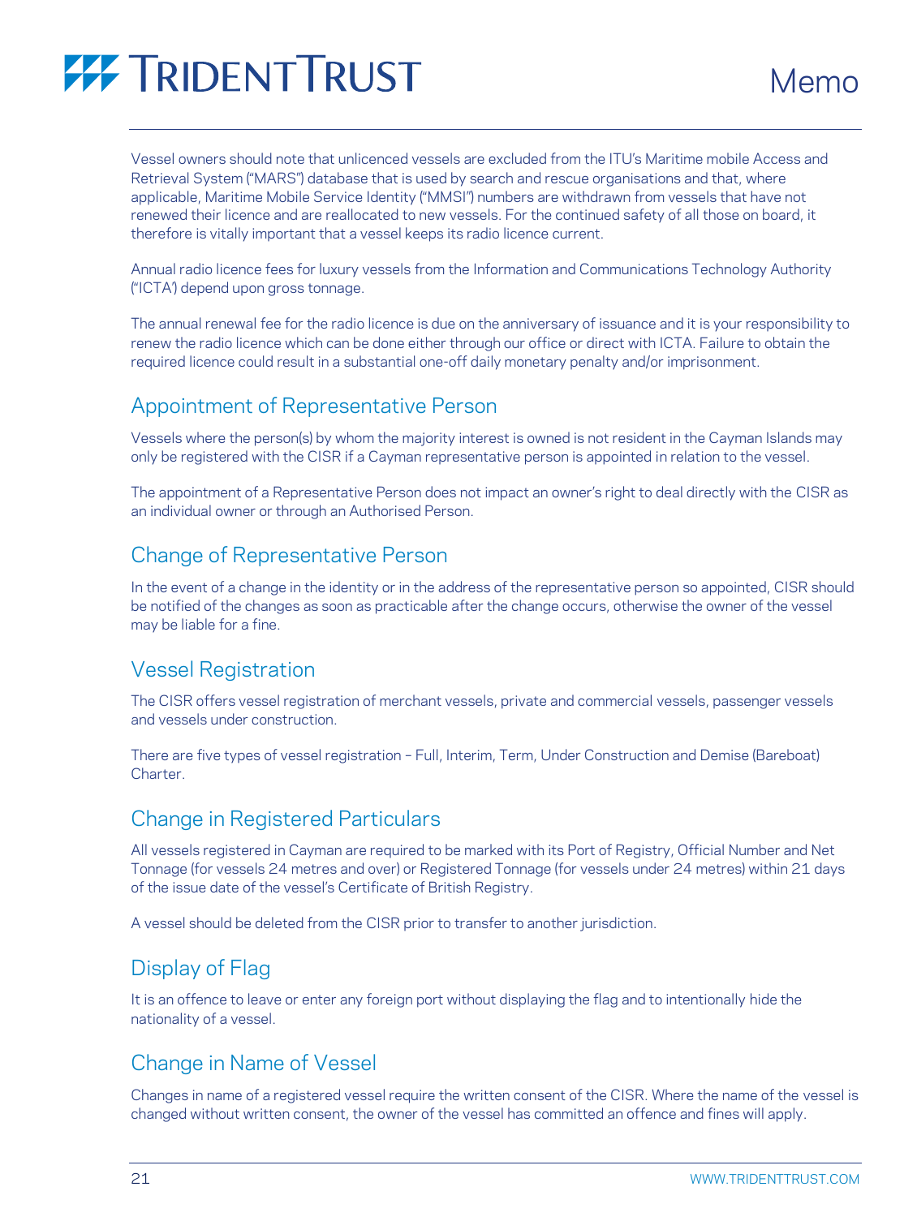Vessel owners should note that unlicenced vessels are excluded from the ITU's Maritime mobile Access and Retrieval System ("MARS") database that is used by search and rescue organisations and that, where applicable, Maritime Mobile Service Identity ("MMSI") numbers are withdrawn from vessels that have not renewed their licence and are reallocated to new vessels. For the continued safety of all those on board, it therefore is vitally important that a vessel keeps its radio licence current.

Annual radio licence fees for luxury vessels from the Information and Communications Technology Authority ("ICTA') depend upon gross tonnage.

The annual renewal fee for the radio licence is due on the anniversary of issuance and it is your responsibility to renew the radio licence which can be done either through our office or direct with ICTA. Failure to obtain the required licence could result in a substantial one-off daily monetary penalty and/or imprisonment.

## Appointment of Representative Person

Vessels where the person(s) by whom the majority interest is owned is not resident in the Cayman Islands may only be registered with the CISR if a Cayman representative person is appointed in relation to the vessel.

The appointment of a Representative Person does not impact an owner's right to deal directly with the CISR as an individual owner or through an Authorised Person.

## Change of Representative Person

In the event of a change in the identity or in the address of the representative person so appointed, CISR should be notified of the changes as soon as practicable after the change occurs, otherwise the owner of the vessel may be liable for a fine.

## Vessel Registration

The CISR offers vessel registration of merchant vessels, private and commercial vessels, passenger vessels and vessels under construction.

There are five types of vessel registration – Full, Interim, Term, Under Construction and Demise (Bareboat) Charter.

## Change in Registered Particulars

All vessels registered in Cayman are required to be marked with its Port of Registry, Official Number and Net Tonnage (for vessels 24 metres and over) or Registered Tonnage (for vessels under 24 metres) within 21 days of the issue date of the vessel's Certificate of British Registry.

A vessel should be deleted from the CISR prior to transfer to another jurisdiction.

## Display of Flag

It is an offence to leave or enter any foreign port without displaying the flag and to intentionally hide the nationality of a vessel.

## Change in Name of Vessel

Changes in name of a registered vessel require the written consent of the CISR. Where the name of the vessel is changed without written consent, the owner of the vessel has committed an offence and fines will apply.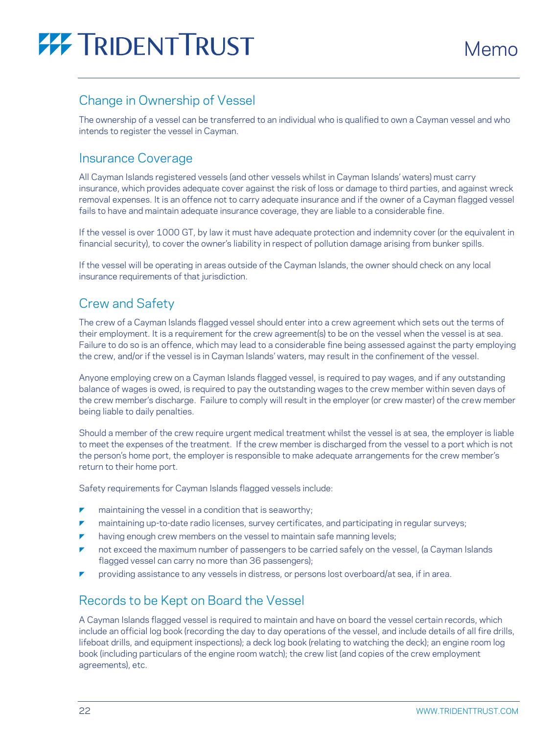## Change in Ownership of Vessel

The ownership of a vessel can be transferred to an individual who is qualified to own a Cayman vessel and who intends to register the vessel in Cayman.

## Insurance Coverage

All Cayman Islands registered vessels (and other vessels whilst in Cayman Islands' waters) must carry insurance, which provides adequate cover against the risk of loss or damage to third parties, and against wreck removal expenses. It is an offence not to carry adequate insurance and if the owner of a Cayman flagged vessel fails to have and maintain adequate insurance coverage, they are liable to a considerable fine.

If the vessel is over 1000 GT, by law it must have adequate protection and indemnity cover (or the equivalent in financial security), to cover the owner's liability in respect of pollution damage arising from bunker spills.

If the vessel will be operating in areas outside of the Cayman Islands, the owner should check on any local insurance requirements of that jurisdiction.

## Crew and Safety

The crew of a Cayman Islands flagged vessel should enter into a crew agreement which sets out the terms of their employment. It is a requirement for the crew agreement(s) to be on the vessel when the vessel is at sea. Failure to do so is an offence, which may lead to a considerable fine being assessed against the party employing the crew, and/or if the vessel is in Cayman Islands' waters, may result in the confinement of the vessel.

Anyone employing crew on a Cayman Islands flagged vessel, is required to pay wages, and if any outstanding balance of wages is owed, is required to pay the outstanding wages to the crew member within seven days of the crew member's discharge. Failure to comply will result in the employer (or crew master) of the crew member being liable to daily penalties.

Should a member of the crew require urgent medical treatment whilst the vessel is at sea, the employer is liable to meet the expenses of the treatment. If the crew member is discharged from the vessel to a port which is not the person's home port, the employer is responsible to make adequate arrangements for the crew member's return to their home port.

Safety requirements for Cayman Islands flagged vessels include:

- maintaining the vessel in a condition that is seaworthy;
- maintaining up-to-date radio licenses, survey certificates, and participating in regular surveys;
- having enough crew members on the vessel to maintain safe manning levels;
- not exceed the maximum number of passengers to be carried safely on the vessel, (a Cayman Islands flagged vessel can carry no more than 36 passengers);
- providing assistance to any vessels in distress, or persons lost overboard/at sea, if in area.

## Records to be Kept on Board the Vessel

A Cayman Islands flagged vessel is required to maintain and have on board the vessel certain records, which include an official log book (recording the day to day operations of the vessel, and include details of all fire drills, lifeboat drills, and equipment inspections); a deck log book (relating to watching the deck); an engine room log book (including particulars of the engine room watch); the crew list (and copies of the crew employment agreements), etc.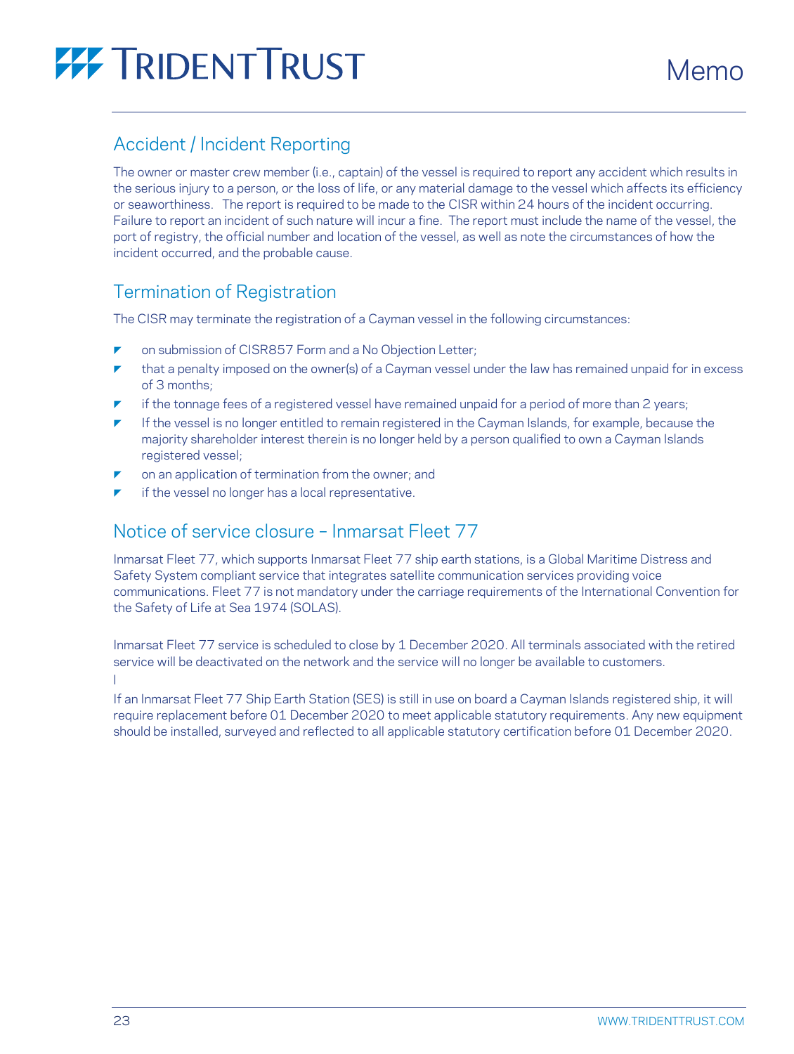## Accident / Incident Reporting

The owner or master crew member (i.e., captain) of the vessel is required to report any accident which results in the serious injury to a person, or the loss of life, or any material damage to the vessel which affects its efficiency or seaworthiness. The report is required to be made to the CISR within 24 hours of the incident occurring. Failure to report an incident of such nature will incur a fine. The report must include the name of the vessel, the port of registry, the official number and location of the vessel, as well as note the circumstances of how the incident occurred, and the probable cause.

## Termination of Registration

The CISR may terminate the registration of a Cayman vessel in the following circumstances:

- on submission of CISR857 Form and a No Objection Letter;
- that a penalty imposed on the owner(s) of a Cayman vessel under the law has remained unpaid for in excess of 3 months;
- if the tonnage fees of a registered vessel have remained unpaid for a period of more than 2 years;
- If the vessel is no longer entitled to remain registered in the Cayman Islands, for example, because the majority shareholder interest therein is no longer held by a person qualified to own a Cayman Islands registered vessel;
- on an application of termination from the owner; and
- if the vessel no longer has a local representative.

## Notice of service closure – Inmarsat Fleet 77

Inmarsat Fleet 77, which supports Inmarsat Fleet 77 ship earth stations, is a Global Maritime Distress and Safety System compliant service that integrates satellite communication services providing voice communications. Fleet 77 is not mandatory under the carriage requirements of the International Convention for the Safety of Life at Sea 1974 (SOLAS).

Inmarsat Fleet 77 service is scheduled to close by 1 December 2020. All terminals associated with the retired service will be deactivated on the network and the service will no longer be available to customers.

If an Inmarsat Fleet 77 Ship Earth Station (SES) is still in use on board a Cayman Islands registered ship, it will require replacement before 01 December 2020 to meet applicable statutory requirements. Any new equipment should be installed, surveyed and reflected to all applicable statutory certification before 01 December 2020.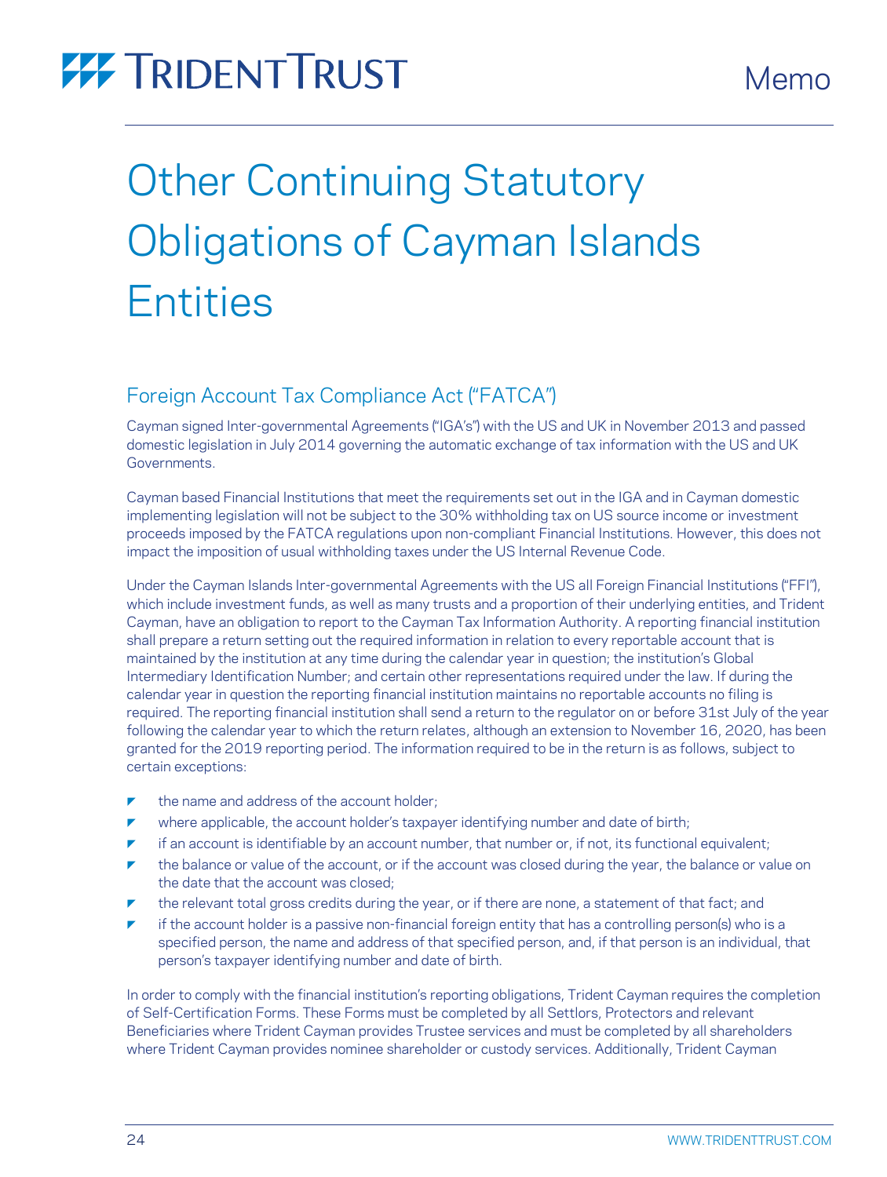# Other Continuing Statutory Obligations of Cayman Islands Entities

## Foreign Account Tax Compliance Act ("FATCA")

Cayman signed Inter-governmental Agreements ("IGA's") with the US and UK in November 2013 and passed domestic legislation in July 2014 governing the automatic exchange of tax information with the US and UK Governments.

Cayman based Financial Institutions that meet the requirements set out in the IGA and in Cayman domestic implementing legislation will not be subject to the 30% withholding tax on US source income or investment proceeds imposed by the FATCA regulations upon non-compliant Financial Institutions. However, this does not impact the imposition of usual withholding taxes under the US Internal Revenue Code.

Under the Cayman Islands Inter-governmental Agreements with the US all Foreign Financial Institutions ("FFI"), which include investment funds, as well as many trusts and a proportion of their underlying entities, and Trident Cayman, have an obligation to report to the Cayman Tax Information Authority. A reporting financial institution shall prepare a return setting out the required information in relation to every reportable account that is maintained by the institution at any time during the calendar year in question; the institution's Global Intermediary Identification Number; and certain other representations required under the law. If during the calendar year in question the reporting financial institution maintains no reportable accounts no filing is required. The reporting financial institution shall send a return to the regulator on or before 31st July of the year following the calendar year to which the return relates, although an extension to November 16, 2020, has been granted for the 2019 reporting period. The information required to be in the return is as follows, subject to certain exceptions:

- the name and address of the account holder;
- where applicable, the account holder's taxpayer identifying number and date of birth;
- if an account is identifiable by an account number, that number or, if not, its functional equivalent;
- the balance or value of the account, or if the account was closed during the year, the balance or value on the date that the account was closed;
- the relevant total gross credits during the year, or if there are none, a statement of that fact; and
- if the account holder is a passive non-financial foreign entity that has a controlling person(s) who is a specified person, the name and address of that specified person, and, if that person is an individual, that person's taxpayer identifying number and date of birth.

In order to comply with the financial institution's reporting obligations, Trident Cayman requires the completion of Self-Certification Forms. These Forms must be completed by all Settlors, Protectors and relevant Beneficiaries where Trident Cayman provides Trustee services and must be completed by all shareholders where Trident Cayman provides nominee shareholder or custody services. Additionally, Trident Cayman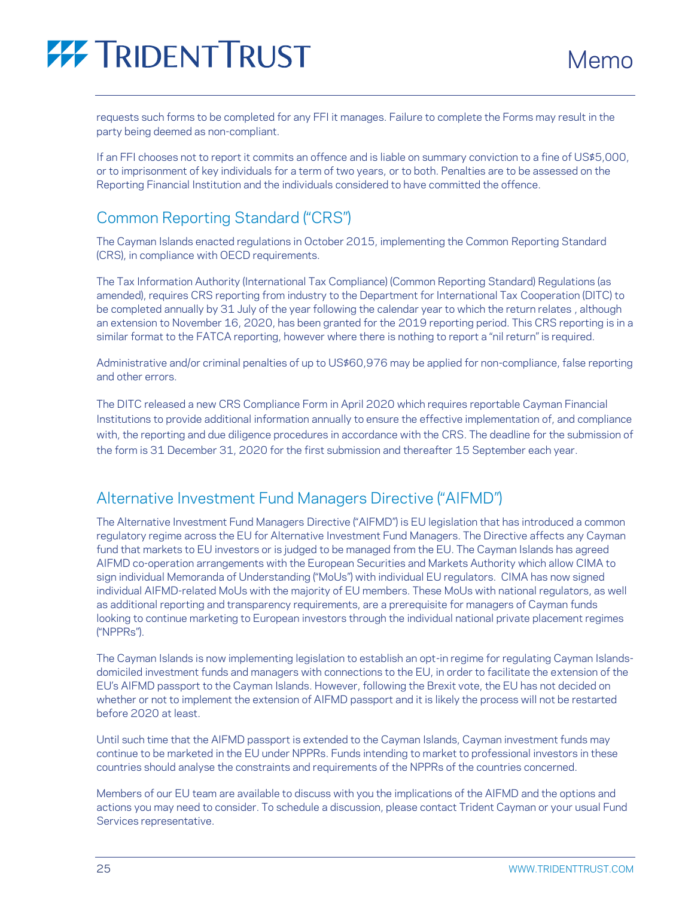requests such forms to be completed for any FFI it manages. Failure to complete the Forms may result in the party being deemed as non-compliant.

If an FFI chooses not to report it commits an offence and is liable on summary conviction to a fine of US$5,000, or to imprisonment of key individuals for a term of two years, or to both. Penalties are to be assessed on the Reporting Financial Institution and the individuals considered to have committed the offence.

## Common Reporting Standard ("CRS")

The Cayman Islands enacted regulations in October 2015, implementing the Common Reporting Standard (CRS), in compliance with OECD requirements.

The Tax Information Authority (International Tax Compliance) (Common Reporting Standard) Regulations (as amended), requires CRS reporting from industry to the Department for International Tax Cooperation (DITC) to be completed annually by 31 July of the year following the calendar year to which the return relates , although an extension to November 16, 2020, has been granted for the 2019 reporting period. This CRS reporting is in a similar format to the FATCA reporting, however where there is nothing to report a "nil return" is required.

Administrative and/or criminal penalties of up to US$60,976 may be applied for non-compliance, false reporting and other errors.

The DITC released a new CRS Compliance Form in April 2020 which requires reportable Cayman Financial Institutions to provide additional information annually to ensure the effective implementation of, and compliance with, the reporting and due diligence procedures in accordance with the CRS. The deadline for the submission of the form is 31 December 31, 2020 for the first submission and thereafter 15 September each year.

## Alternative Investment Fund Managers Directive ("AIFMD")

The Alternative Investment Fund Managers Directive ("AIFMD") is EU legislation that has introduced a common regulatory regime across the EU for Alternative Investment Fund Managers. The Directive affects any Cayman fund that markets to EU investors or is judged to be managed from the EU. The Cayman Islands has agreed AIFMD co-operation arrangements with the European Securities and Markets Authority which allow CIMA to sign individual Memoranda of Understanding ("MoUs") with individual EU regulators. CIMA has now signed individual AIFMD-related MoUs with the majority of EU members. These MoUs with national regulators, as well as additional reporting and transparency requirements, are a prerequisite for managers of Cayman funds looking to continue marketing to European investors through the individual national private placement regimes ("NPPRs").

The Cayman Islands is now implementing legislation to establish an opt-in regime for regulating Cayman Islands-domiciled investment funds and managers with connections to the EU, in order to facilitate the extension of the EU's AIFMD passport to the Cayman Islands. However, following the Brexit vote, the EU has not decided on whether or not to implement the extension of AIFMD passport and it is likely the process will not be restarted before 2020 at least.

Until such time that the AIFMD passport is extended to the Cayman Islands, Cayman investment funds may continue to be marketed in the EU under NPPRs. Funds intending to market to professional investors in these countries should analyse the constraints and requirements of the NPPRs of the countries concerned.

Members of our EU team are available to discuss with you the implications of the AIFMD and the options and actions you may need to consider. To schedule a discussion, please contact Trident Cayman or your usual Fund Services representative.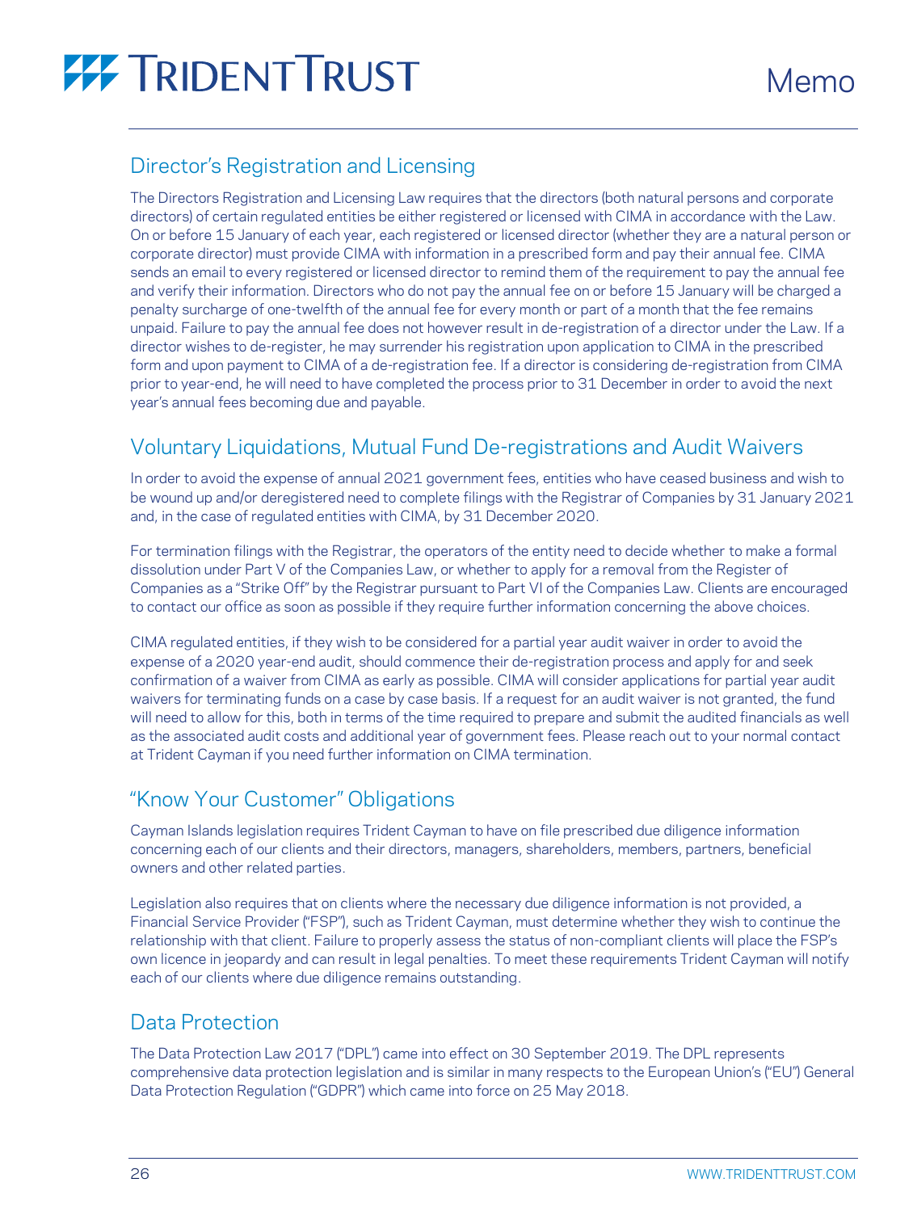## Director's Registration and Licensing

The Directors Registration and Licensing Law requires that the directors (both natural persons and corporate directors) of certain regulated entities be either registered or licensed with CIMA in accordance with the Law. On or before 15 January of each year, each registered or licensed director (whether they are a natural person or corporate director) must provide CIMA with information in a prescribed form and pay their annual fee. CIMA sends an email to every registered or licensed director to remind them of the requirement to pay the annual fee and verify their information. Directors who do not pay the annual fee on or before 15 January will be charged a penalty surcharge of one-twelfth of the annual fee for every month or part of a month that the fee remains unpaid. Failure to pay the annual fee does not however result in de-registration of a director under the Law. If a director wishes to de-register, he may surrender his registration upon application to CIMA in the prescribed form and upon payment to CIMA of a de-registration fee. If a director is considering de-registration from CIMA prior to year-end, he will need to have completed the process prior to 31 December in order to avoid the next year's annual fees becoming due and payable.

## Voluntary Liquidations, Mutual Fund De-registrations and Audit Waivers

In order to avoid the expense of annual 2021 government fees, entities who have ceased business and wish to be wound up and/or deregistered need to complete filings with the Registrar of Companies by 31 January 2021 and, in the case of regulated entities with CIMA, by 31 December 2020.

For termination filings with the Registrar, the operators of the entity need to decide whether to make a formal dissolution under Part V of the Companies Law, or whether to apply for a removal from the Register of Companies as a "Strike Off" by the Registrar pursuant to Part VI of the Companies Law. Clients are encouraged to contact our office as soon as possible if they require further information concerning the above choices.

CIMA regulated entities, if they wish to be considered for a partial year audit waiver in order to avoid the expense of a 2020 year-end audit, should commence their de-registration process and apply for and seek confirmation of a waiver from CIMA as early as possible. CIMA will consider applications for partial year audit waivers for terminating funds on a case by case basis. If a request for an audit waiver is not granted, the fund will need to allow for this, both in terms of the time required to prepare and submit the audited financials as well as the associated audit costs and additional year of government fees. Please reach out to your normal contact at Trident Cayman if you need further information on CIMA termination.

## "Know Your Customer" Obligations

Cayman Islands legislation requires Trident Cayman to have on file prescribed due diligence information concerning each of our clients and their directors, managers, shareholders, members, partners, beneficial owners and other related parties.

Legislation also requires that on clients where the necessary due diligence information is not provided, a Financial Service Provider ("FSP"), such as Trident Cayman, must determine whether they wish to continue the relationship with that client. Failure to properly assess the status of non-compliant clients will place the FSP's own licence in jeopardy and can result in legal penalties. To meet these requirements Trident Cayman will notify each of our clients where due diligence remains outstanding.

## Data Protection

The Data Protection Law 2017 ("DPL") came into effect on 30 September 2019. The DPL represents comprehensive data protection legislation and is similar in many respects to the European Union's ("EU") General Data Protection Regulation ("GDPR") which came into force on 25 May 2018.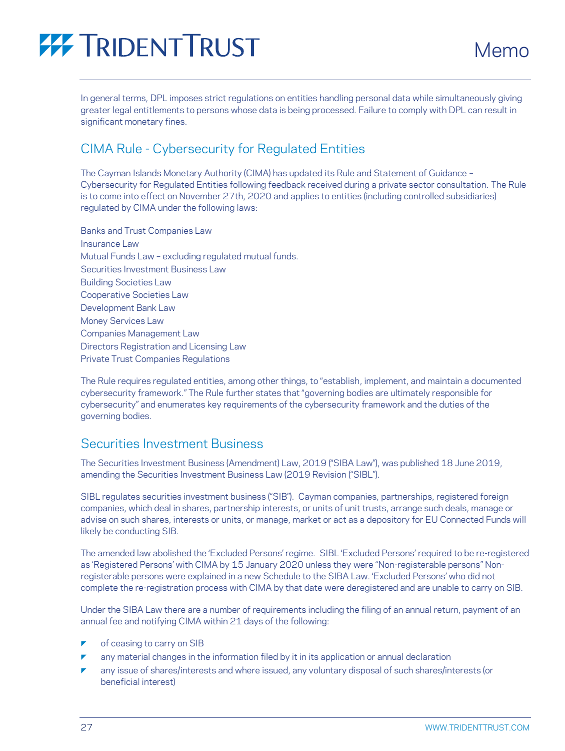In general terms, DPL imposes strict regulations on entities handling personal data while simultaneously giving greater legal entitlements to persons whose data is being processed. Failure to comply with DPL can result in significant monetary fines.

## CIMA Rule - Cybersecurity for Regulated Entities

The Cayman Islands Monetary Authority (CIMA) has updated its Rule and Statement of Guidance – Cybersecurity for Regulated Entities following feedback received during a private sector consultation. The Rule is to come into effect on November 27th, 2020 and applies to entities (including controlled subsidiaries) regulated by CIMA under the following laws:

Banks and Trust Companies Law
Insurance Law
Mutual Funds Law – excluding regulated mutual funds.
Securities Investment Business Law
Building Societies Law
Cooperative Societies Law
Development Bank Law
Money Services Law
Companies Management Law
Directors Registration and Licensing Law
Private Trust Companies Regulations

The Rule requires regulated entities, among other things, to "establish, implement, and maintain a documented cybersecurity framework." The Rule further states that "governing bodies are ultimately responsible for cybersecurity" and enumerates key requirements of the cybersecurity framework and the duties of the governing bodies.

## Securities Investment Business

The Securities Investment Business (Amendment) Law, 2019 ("SIBA Law"), was published 18 June 2019, amending the Securities Investment Business Law (2019 Revision ("SIBL").

SIBL regulates securities investment business ("SIB"). Cayman companies, partnerships, registered foreign companies, which deal in shares, partnership interests, or units of unit trusts, arrange such deals, manage or advise on such shares, interests or units, or manage, market or act as a depository for EU Connected Funds will likely be conducting SIB.

The amended law abolished the 'Excluded Persons' regime. SIBL 'Excluded Persons' required to be re-registered as 'Registered Persons' with CIMA by 15 January 2020 unless they were "Non-registerable persons" Non-registerable persons were explained in a new Schedule to the SIBA Law. 'Excluded Persons' who did not complete the re-registration process with CIMA by that date were deregistered and are unable to carry on SIB.

Under the SIBA Law there are a number of requirements including the filing of an annual return, payment of an annual fee and notifying CIMA within 21 days of the following:

- of ceasing to carry on SIB
- any material changes in the information filed by it in its application or annual declaration
- any issue of shares/interests and where issued, any voluntary disposal of such shares/interests (or beneficial interest)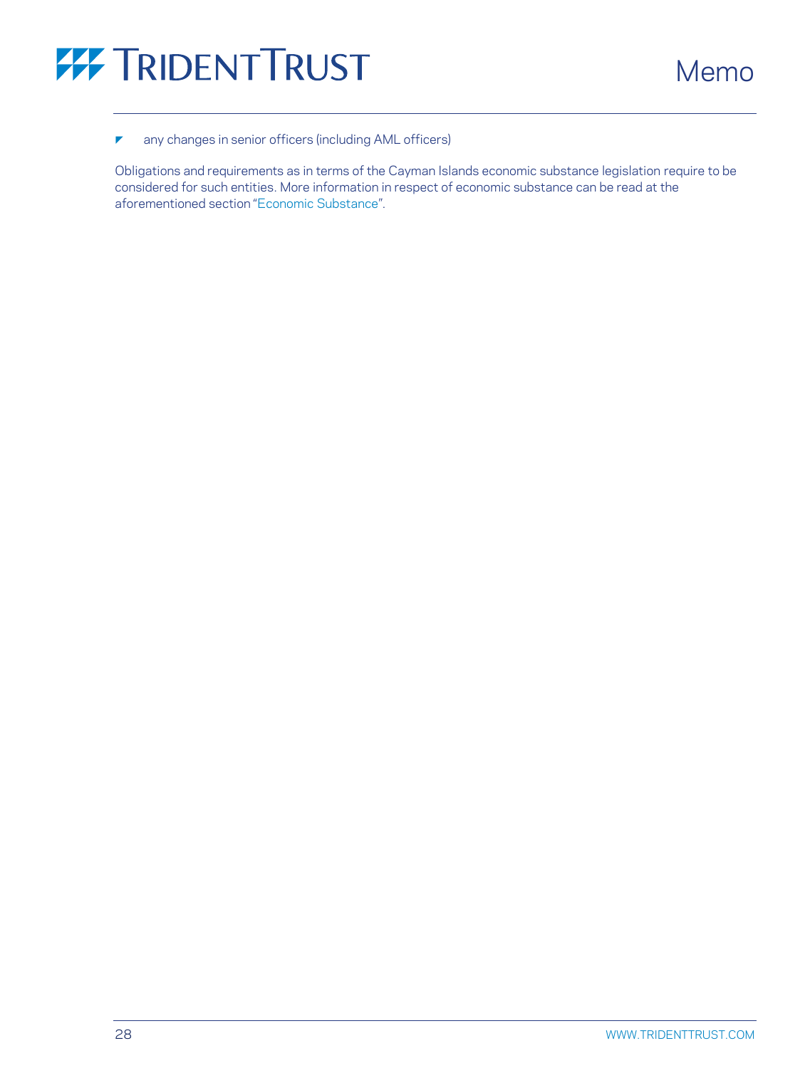- any changes in senior officers (including AML officers)

Obligations and requirements as in terms of the Cayman Islands economic substance legislation require to be considered for such entities. More information in respect of economic substance can be read at the aforementioned section "Economic Substance".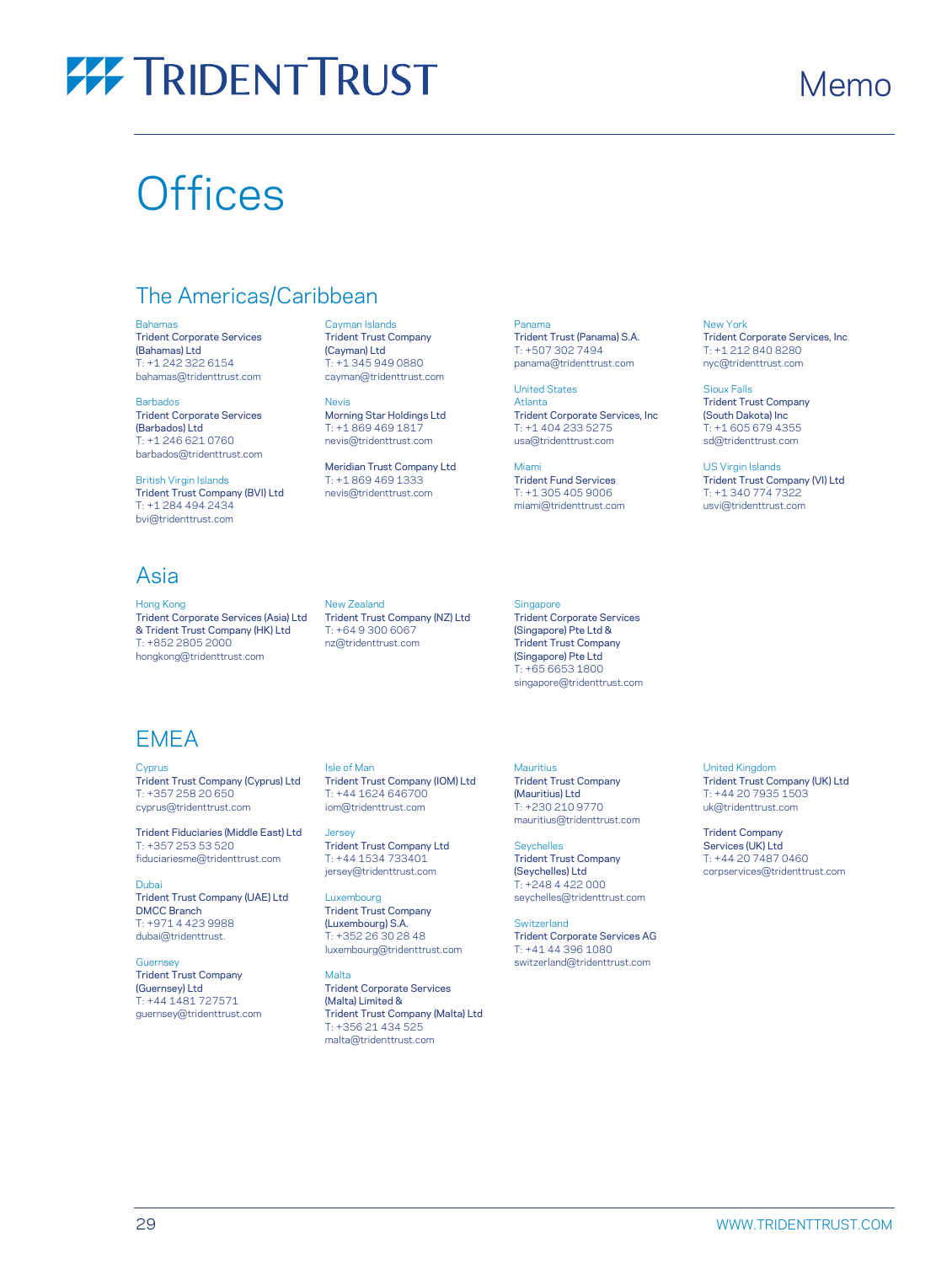# Offices

## The Americas/Caribbean

Bahamas
Trident Corporate Services (Bahamas) Ltd
T: +1 242 322 6154
bahamas@tridenttrust.com

Barbados
Trident Corporate Services (Barbados) Ltd
T: +1 246 621 0760
barbados@tridenttrust.com

British Virgin Islands
Trident Trust Company (BVI) Ltd
T: +1 284 494 2434
bvi@tridenttrust.com

Cayman Islands
Trident Trust Company (Cayman) Ltd
T: +1 345 949 0880
cayman@tridenttrust.com

Nevis
Morning Star Holdings Ltd
T: +1 869 469 1817
nevis@tridenttrust.com

Meridian Trust Company Ltd
T: +1 869 469 1333
nevis@tridenttrust.com

Panama
Trident Trust (Panama) S.A.
T: +507 302 7494
panama@tridenttrust.com

United States
Atlanta
Trident Corporate Services, Inc
T: +1 404 233 5275
usa@tridenttrust.com

Miami
Trident Fund Services
T: +1 305 405 9006
miami@tridenttrust.com

New York
Trident Corporate Services, Inc
T: +1 212 840 8280
nyc@tridenttrust.com

Sioux Falls
Trident Trust Company (South Dakota) Inc
T: +1 605 679 4355
sd@tridenttrust.com

US Virgin Islands
Trident Trust Company (VI) Ltd
T: +1 340 774 7322
usvi@tridenttrust.com

## Asia

Hong Kong
Trident Corporate Services (Asia) Ltd & Trident Trust Company (HK) Ltd
T: +852 2805 2000
hongkong@tridenttrust.com

New Zealand
Trident Trust Company (NZ) Ltd
T: +64 9 300 6067
nz@tridenttrust.com

Singapore
Trident Corporate Services (Singapore) Pte Ltd & Trident Trust Company (Singapore) Pte Ltd
T: +65 6653 1800
singapore@tridenttrust.com

## EMEA

Cyprus
Trident Trust Company (Cyprus) Ltd
T: +357 258 20 650
cyprus@tridenttrust.com

Trident Fiduciaries (Middle East) Ltd
T: +357 253 53 520
fiduciariesme@tridenttrust.com

Dubai
Trident Trust Company (UAE) Ltd DMCC Branch
T: +971 4 423 9988
dubai@tridenttrust.

Guernsey
Trident Trust Company (Guernsey) Ltd
T: +44 1481 727571
guernsey@tridenttrust.com

Isle of Man
Trident Trust Company (IOM) Ltd
T: +44 1624 646700
iom@tridenttrust.com

Jersey
Trident Trust Company Ltd
T: +44 1534 733401
jersey@tridenttrust.com

Luxembourg
Trident Trust Company (Luxembourg) S.A.
T: +352 26 30 28 48
luxembourg@tridenttrust.com

Malta
Trident Corporate Services (Malta) Limited & Trident Trust Company (Malta) Ltd
T: +356 21 434 525
malta@tridenttrust.com

Mauritius
Trident Trust Company (Mauritius) Ltd
T: +230 210 9770
mauritius@tridenttrust.com

Seychelles
Trident Trust Company (Seychelles) Ltd
T: +248 4 422 000
seychelles@tridenttrust.com

Switzerland
Trident Corporate Services AG
T: +41 44 396 1080
switzerland@tridenttrust.com

United Kingdom
Trident Trust Company (UK) Ltd
T: +44 20 7935 1503
uk@tridenttrust.com

Trident Company Services (UK) Ltd
T: +44 20 7487 0460
corpservices@tridenttrust.com